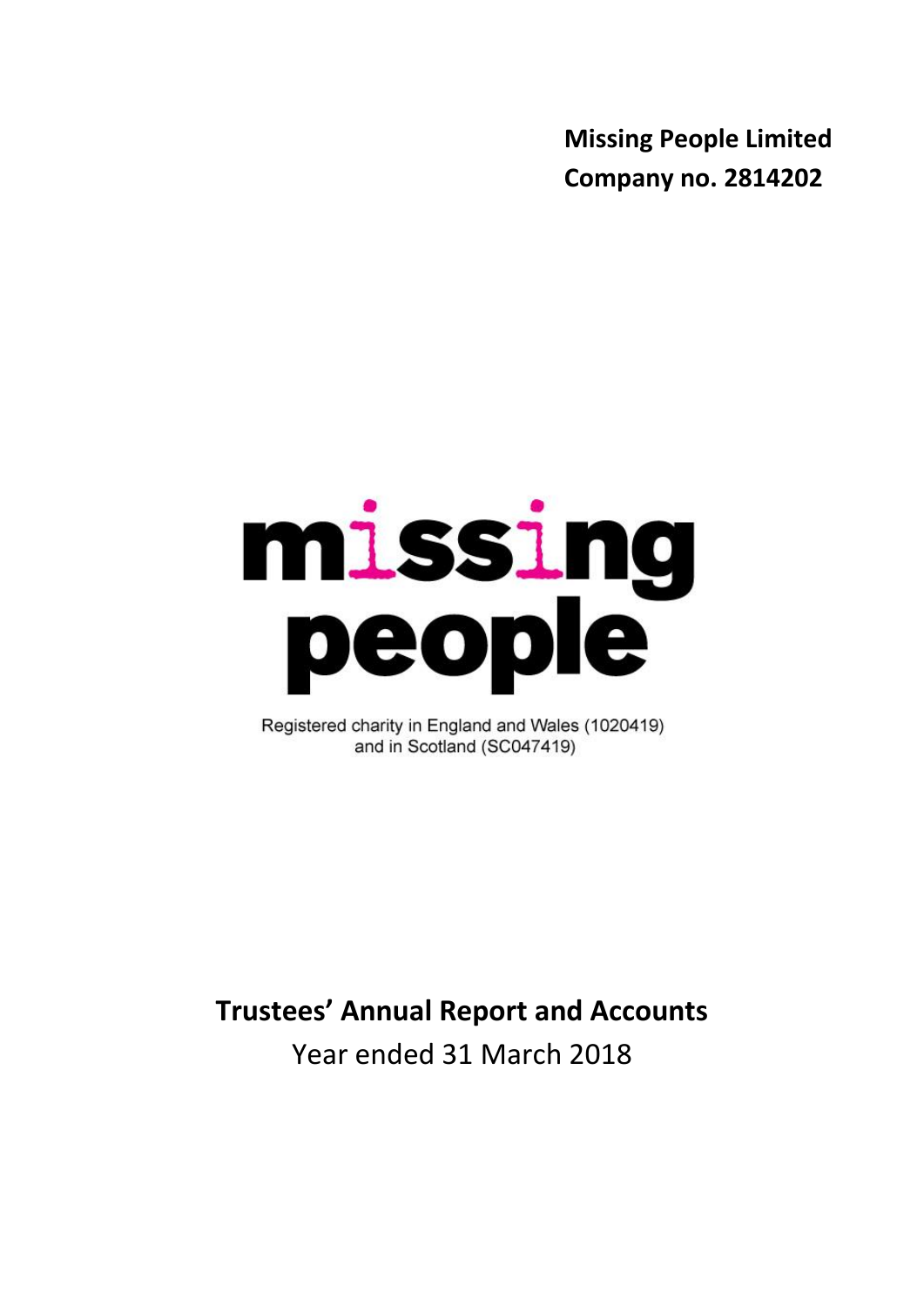**Missing People Limited**
**Company no. 2814202**

missing people

Registered charity in England and Wales (1020419)
and in Scotland (SC047419)

# Trustees' Annual Report and Accounts

Year ended 31 March 2018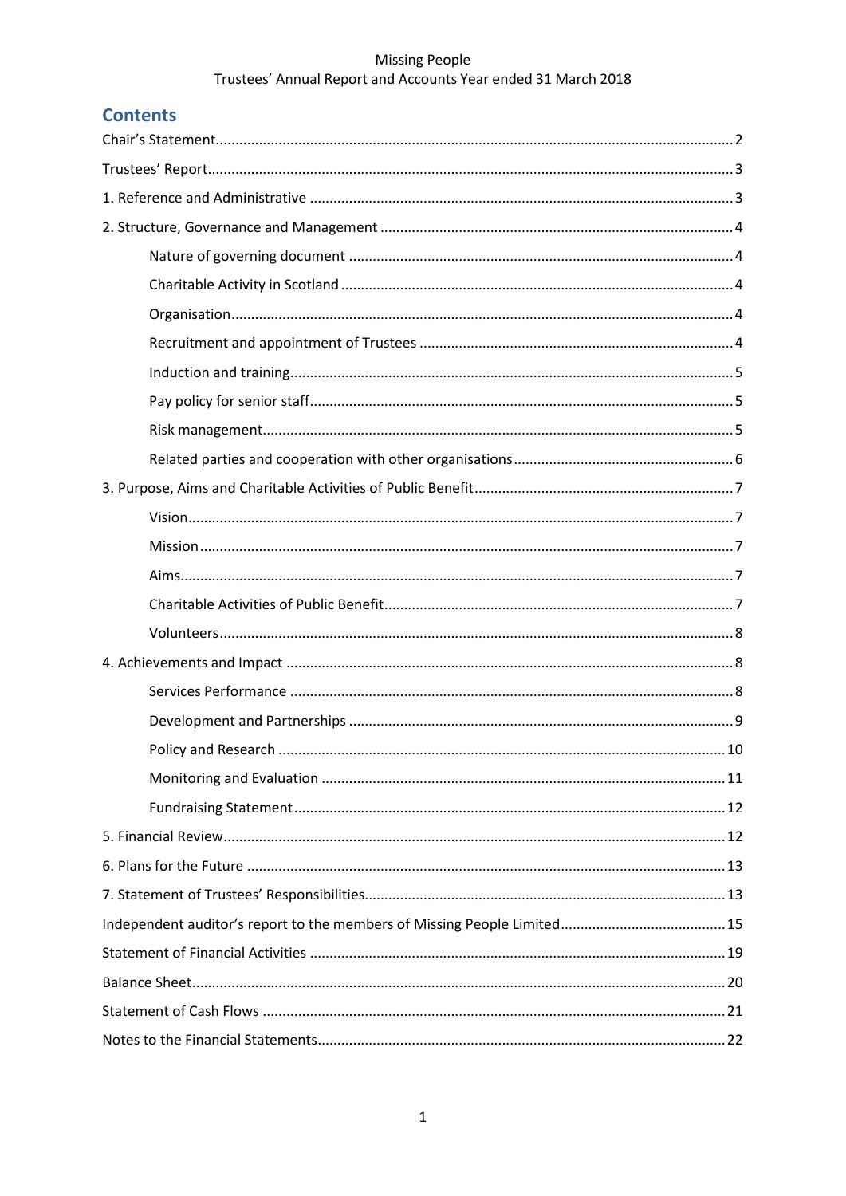## Contents

Chair's Statement ........................................................................................................................ 2

Trustees' Report ............................................................................................................................ 3

1. Reference and Administrative .................................................................................................... 3

2. Structure, Governance and Management .................................................................................. 4

- Nature of governing document ............................................................................................. 4
- Charitable Activity in Scotland ............................................................................................... 4
- Organisation ........................................................................................................................... 4
- Recruitment and appointment of Trustees ............................................................................ 4
- Induction and training ............................................................................................................ 5
- Pay policy for senior staff ....................................................................................................... 5
- Risk management .................................................................................................................... 5
- Related parties and cooperation with other organisations ..................................................... 6

3. Purpose, Aims and Charitable Activities of Public Benefit ......................................................... 7

- Vision ....................................................................................................................................... 7
- Mission .................................................................................................................................... 7
- Aims ......................................................................................................................................... 7
- Charitable Activities of Public Benefit ..................................................................................... 7
- Volunteers ............................................................................................................................... 8

4. Achievements and Impact .......................................................................................................... 8

- Services Performance .............................................................................................................. 8
- Development and Partnerships ............................................................................................... 9
- Policy and Research ................................................................................................................ 10
- Monitoring and Evaluation ..................................................................................................... 11
- Fundraising Statement ........................................................................................................... 12

5. Financial Review ....................................................................................................................... 12

6. Plans for the Future .................................................................................................................. 13

7. Statement of Trustees' Responsibilities .................................................................................... 13

Independent auditor's report to the members of Missing People Limited .................................. 15

Statement of Financial Activities .................................................................................................. 19

Balance Sheet ................................................................................................................................ 20

Statement of Cash Flows .............................................................................................................. 21

Notes to the Financial Statements ................................................................................................ 22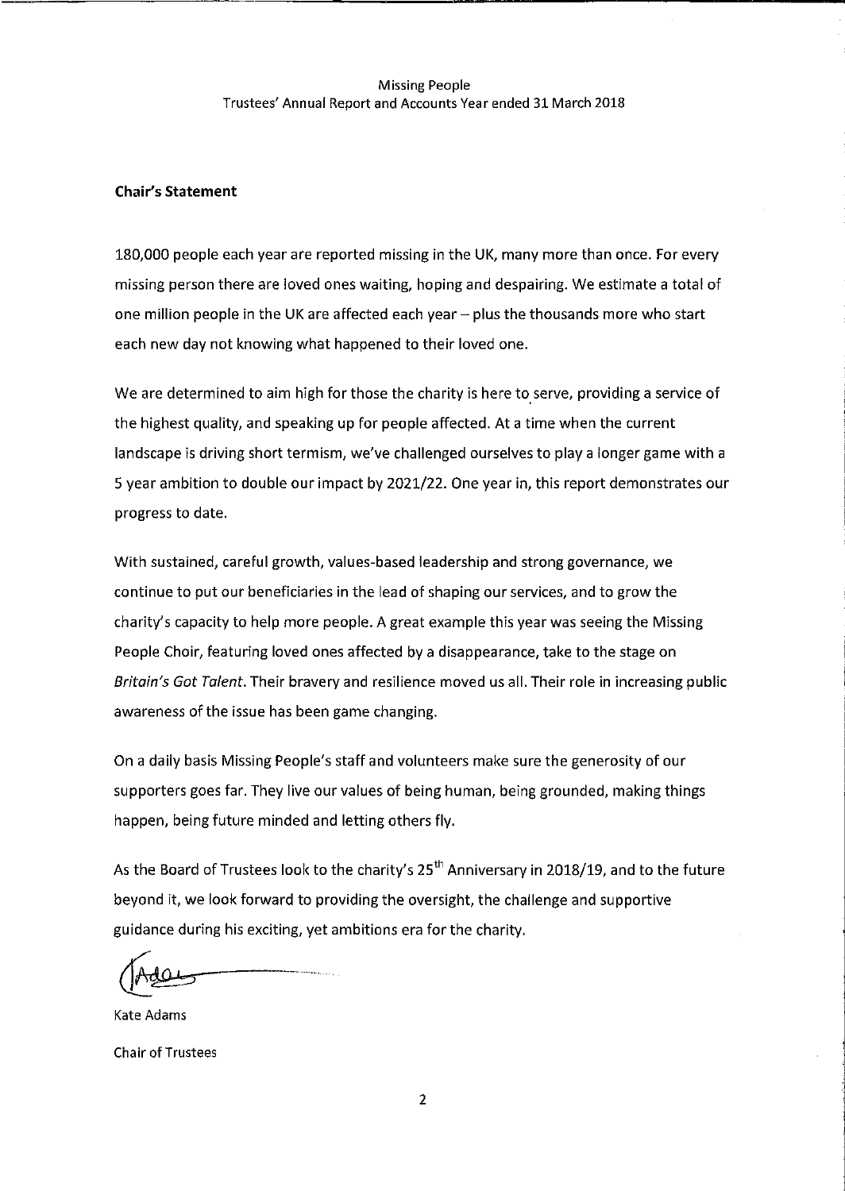## Chair's Statement

180,000 people each year are reported missing in the UK, many more than once. For every missing person there are loved ones waiting, hoping and despairing. We estimate a total of one million people in the UK are affected each year – plus the thousands more who start each new day not knowing what happened to their loved one.

We are determined to aim high for those the charity is here to serve, providing a service of the highest quality, and speaking up for people affected. At a time when the current landscape is driving short termism, we've challenged ourselves to play a longer game with a 5 year ambition to double our impact by 2021/22. One year in, this report demonstrates our progress to date.

With sustained, careful growth, values-based leadership and strong governance, we continue to put our beneficiaries in the lead of shaping our services, and to grow the charity's capacity to help more people. A great example this year was seeing the Missing People Choir, featuring loved ones affected by a disappearance, take to the stage on *Britain's Got Talent*. Their bravery and resilience moved us all. Their role in increasing public awareness of the issue has been game changing.

On a daily basis Missing People's staff and volunteers make sure the generosity of our supporters goes far. They live our values of being human, being grounded, making things happen, being future minded and letting others fly.

As the Board of Trustees look to the charity's 25th Anniversary in 2018/19, and to the future beyond it, we look forward to providing the oversight, the challenge and supportive guidance during his exciting, yet ambitions era for the charity.

Kate Adams

Chair of Trustees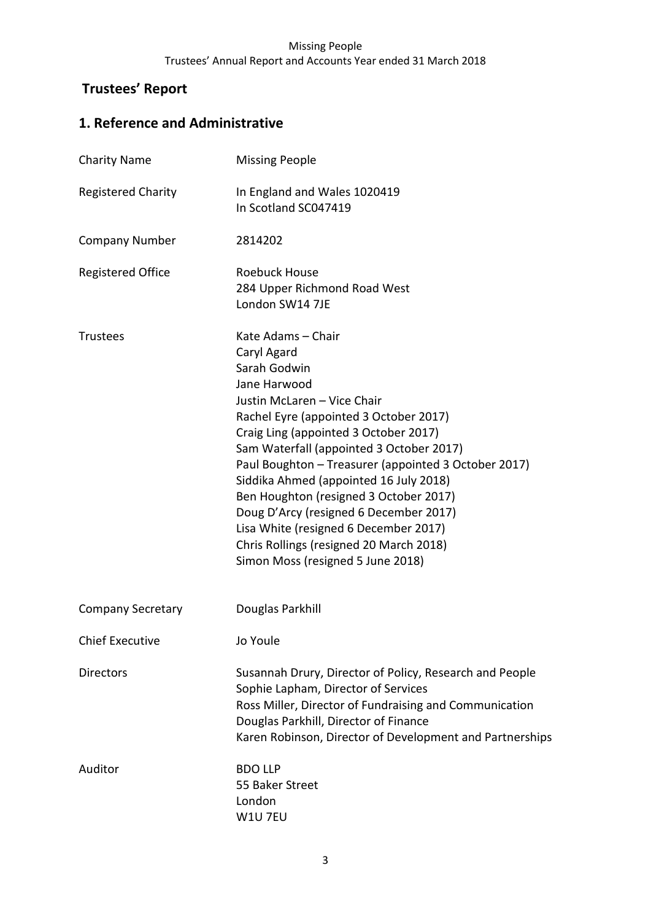# Trustees' Report

## 1. Reference and Administrative

| | |
|---|---|
| Charity Name | Missing People |
| Registered Charity | In England and Wales 1020419<br>In Scotland SC047419 |
| Company Number | 2814202 |
| Registered Office | Roebuck House<br>284 Upper Richmond Road West<br>London SW14 7JE |
| Trustees | Kate Adams – Chair<br>Caryl Agard<br>Sarah Godwin<br>Jane Harwood<br>Justin McLaren – Vice Chair<br>Rachel Eyre (appointed 3 October 2017)<br>Craig Ling (appointed 3 October 2017)<br>Sam Waterfall (appointed 3 October 2017)<br>Paul Boughton – Treasurer (appointed 3 October 2017)<br>Siddika Ahmed (appointed 16 July 2018)<br>Ben Houghton (resigned 3 October 2017)<br>Doug D'Arcy (resigned 6 December 2017)<br>Lisa White (resigned 6 December 2017)<br>Chris Rollings (resigned 20 March 2018)<br>Simon Moss (resigned 5 June 2018) |
| Company Secretary | Douglas Parkhill |
| Chief Executive | Jo Youle |
| Directors | Susannah Drury, Director of Policy, Research and People<br>Sophie Lapham, Director of Services<br>Ross Miller, Director of Fundraising and Communication<br>Douglas Parkhill, Director of Finance<br>Karen Robinson, Director of Development and Partnerships |
| Auditor | BDO LLP<br>55 Baker Street<br>London<br>W1U 7EU |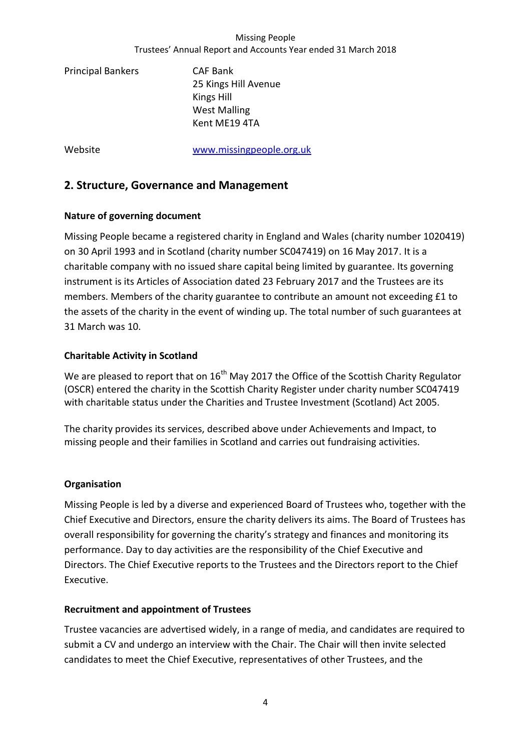| | |
|---|---|
| Principal Bankers | CAF Bank<br>25 Kings Hill Avenue<br>Kings Hill<br>West Malling<br>Kent ME19 4TA |
| Website | www.missingpeople.org.uk |

## 2. Structure, Governance and Management

### Nature of governing document

Missing People became a registered charity in England and Wales (charity number 1020419) on 30 April 1993 and in Scotland (charity number SC047419) on 16 May 2017. It is a charitable company with no issued share capital being limited by guarantee. Its governing instrument is its Articles of Association dated 23 February 2017 and the Trustees are its members. Members of the charity guarantee to contribute an amount not exceeding £1 to the assets of the charity in the event of winding up. The total number of such guarantees at 31 March was 10.

### Charitable Activity in Scotland

We are pleased to report that on 16th May 2017 the Office of the Scottish Charity Regulator (OSCR) entered the charity in the Scottish Charity Register under charity number SC047419 with charitable status under the Charities and Trustee Investment (Scotland) Act 2005.

The charity provides its services, described above under Achievements and Impact, to missing people and their families in Scotland and carries out fundraising activities.

### Organisation

Missing People is led by a diverse and experienced Board of Trustees who, together with the Chief Executive and Directors, ensure the charity delivers its aims. The Board of Trustees has overall responsibility for governing the charity's strategy and finances and monitoring its performance. Day to day activities are the responsibility of the Chief Executive and Directors. The Chief Executive reports to the Trustees and the Directors report to the Chief Executive.

### Recruitment and appointment of Trustees

Trustee vacancies are advertised widely, in a range of media, and candidates are required to submit a CV and undergo an interview with the Chair. The Chair will then invite selected candidates to meet the Chief Executive, representatives of other Trustees, and the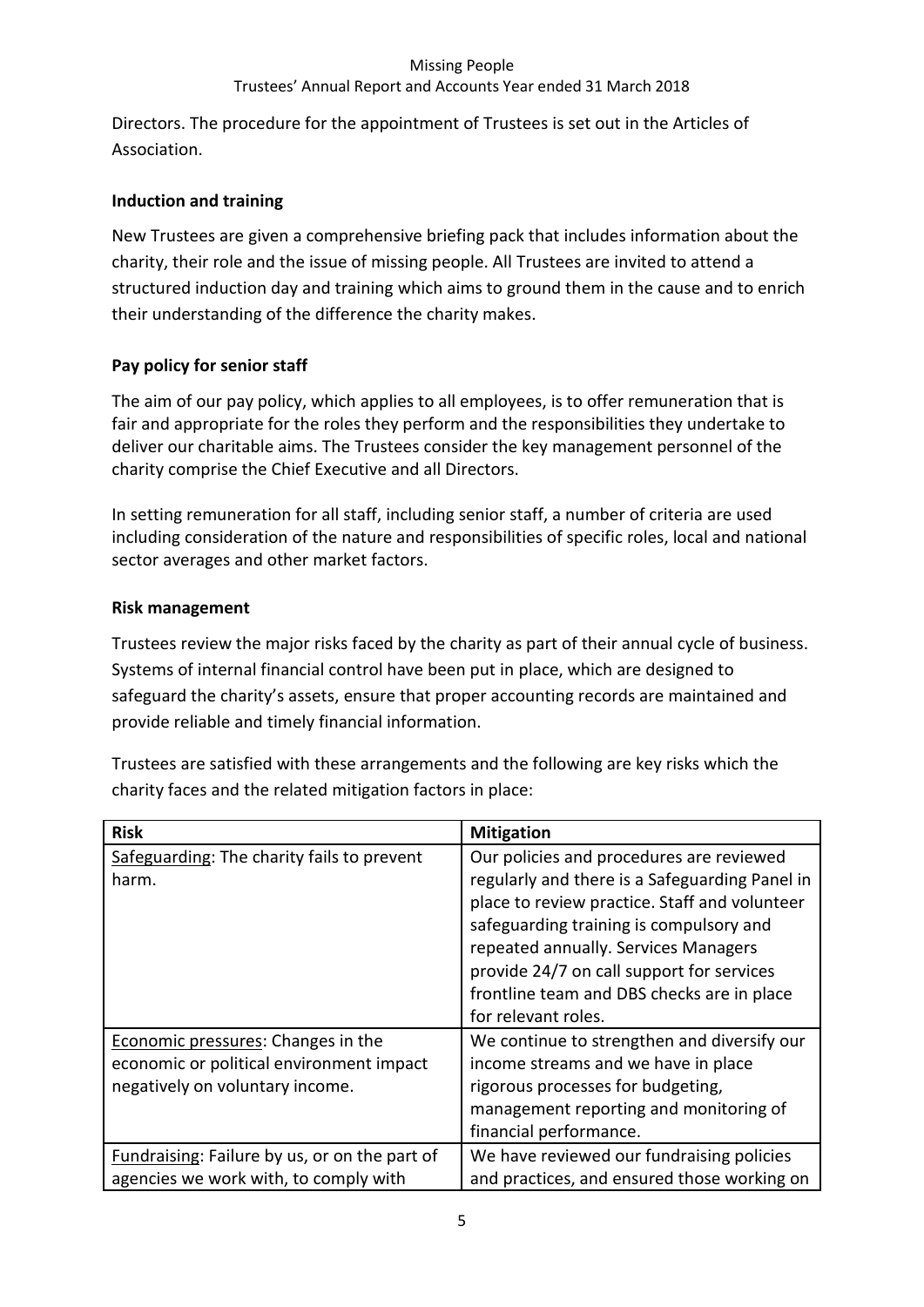Directors. The procedure for the appointment of Trustees is set out in the Articles of Association.

**Induction and training**

New Trustees are given a comprehensive briefing pack that includes information about the charity, their role and the issue of missing people. All Trustees are invited to attend a structured induction day and training which aims to ground them in the cause and to enrich their understanding of the difference the charity makes.

**Pay policy for senior staff**

The aim of our pay policy, which applies to all employees, is to offer remuneration that is fair and appropriate for the roles they perform and the responsibilities they undertake to deliver our charitable aims. The Trustees consider the key management personnel of the charity comprise the Chief Executive and all Directors.

In setting remuneration for all staff, including senior staff, a number of criteria are used including consideration of the nature and responsibilities of specific roles, local and national sector averages and other market factors.

**Risk management**

Trustees review the major risks faced by the charity as part of their annual cycle of business. Systems of internal financial control have been put in place, which are designed to safeguard the charity's assets, ensure that proper accounting records are maintained and provide reliable and timely financial information.

Trustees are satisfied with these arrangements and the following are key risks which the charity faces and the related mitigation factors in place:

| **Risk** | **Mitigation** |
|---|---|
| Safeguarding: The charity fails to prevent harm. | Our policies and procedures are reviewed regularly and there is a Safeguarding Panel in place to review practice. Staff and volunteer safeguarding training is compulsory and repeated annually. Services Managers provide 24/7 on call support for services frontline team and DBS checks are in place for relevant roles. |
| Economic pressures: Changes in the economic or political environment impact negatively on voluntary income. | We continue to strengthen and diversify our income streams and we have in place rigorous processes for budgeting, management reporting and monitoring of financial performance. |
| Fundraising: Failure by us, or on the part of agencies we work with, to comply with | We have reviewed our fundraising policies and practices, and ensured those working on |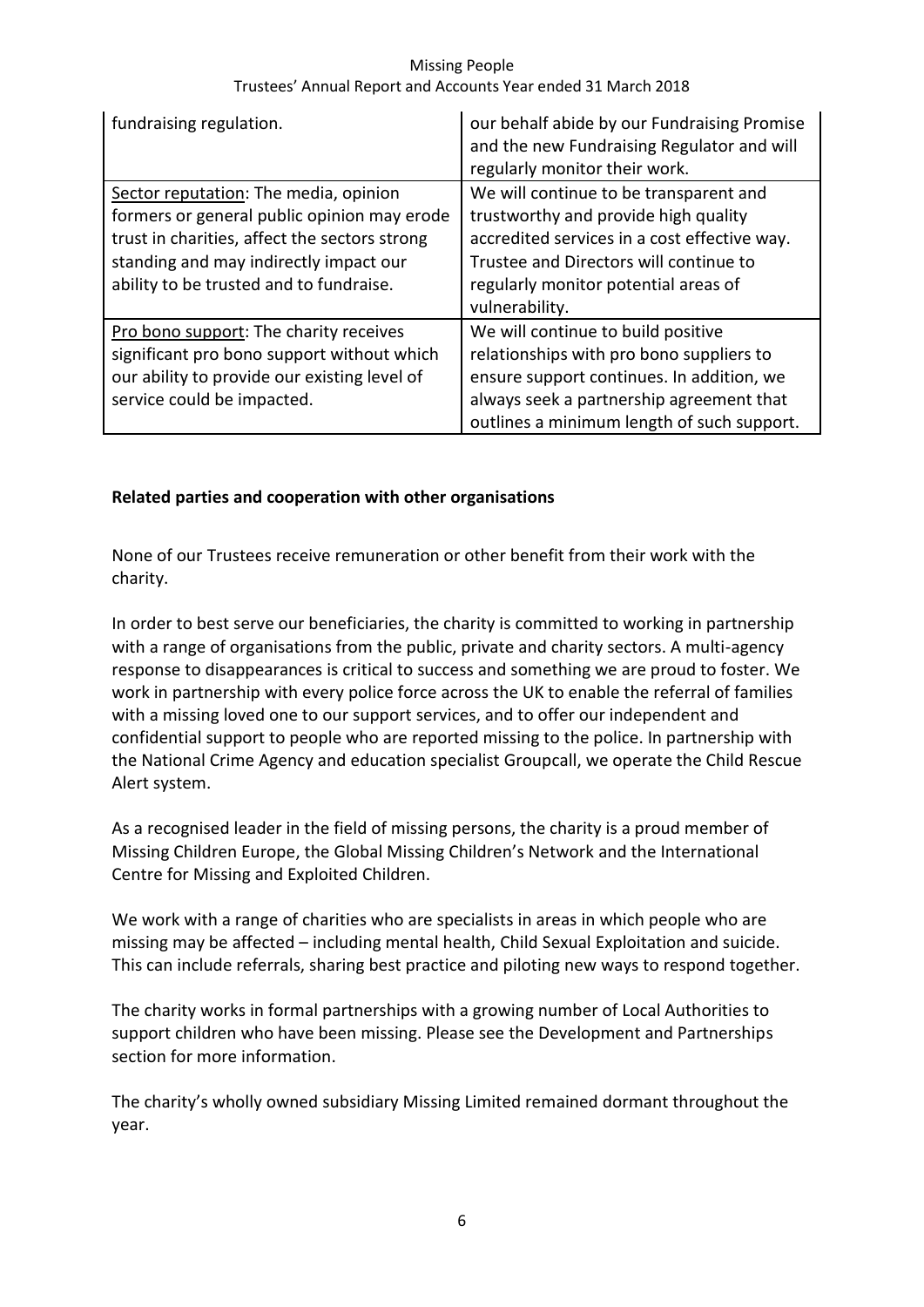| | |
|---|---|
| fundraising regulation. | our behalf abide by our Fundraising Promise and the new Fundraising Regulator and will regularly monitor their work. |
| Sector reputation: The media, opinion formers or general public opinion may erode trust in charities, affect the sectors strong standing and may indirectly impact our ability to be trusted and to fundraise. | We will continue to be transparent and trustworthy and provide high quality accredited services in a cost effective way. Trustee and Directors will continue to regularly monitor potential areas of vulnerability. |
| Pro bono support: The charity receives significant pro bono support without which our ability to provide our existing level of service could be impacted. | We will continue to build positive relationships with pro bono suppliers to ensure support continues. In addition, we always seek a partnership agreement that outlines a minimum length of such support. |

**Related parties and cooperation with other organisations**

None of our Trustees receive remuneration or other benefit from their work with the charity.

In order to best serve our beneficiaries, the charity is committed to working in partnership with a range of organisations from the public, private and charity sectors. A multi-agency response to disappearances is critical to success and something we are proud to foster. We work in partnership with every police force across the UK to enable the referral of families with a missing loved one to our support services, and to offer our independent and confidential support to people who are reported missing to the police. In partnership with the National Crime Agency and education specialist Groupcall, we operate the Child Rescue Alert system.

As a recognised leader in the field of missing persons, the charity is a proud member of Missing Children Europe, the Global Missing Children's Network and the International Centre for Missing and Exploited Children.

We work with a range of charities who are specialists in areas in which people who are missing may be affected – including mental health, Child Sexual Exploitation and suicide. This can include referrals, sharing best practice and piloting new ways to respond together.

The charity works in formal partnerships with a growing number of Local Authorities to support children who have been missing. Please see the Development and Partnerships section for more information.

The charity's wholly owned subsidiary Missing Limited remained dormant throughout the year.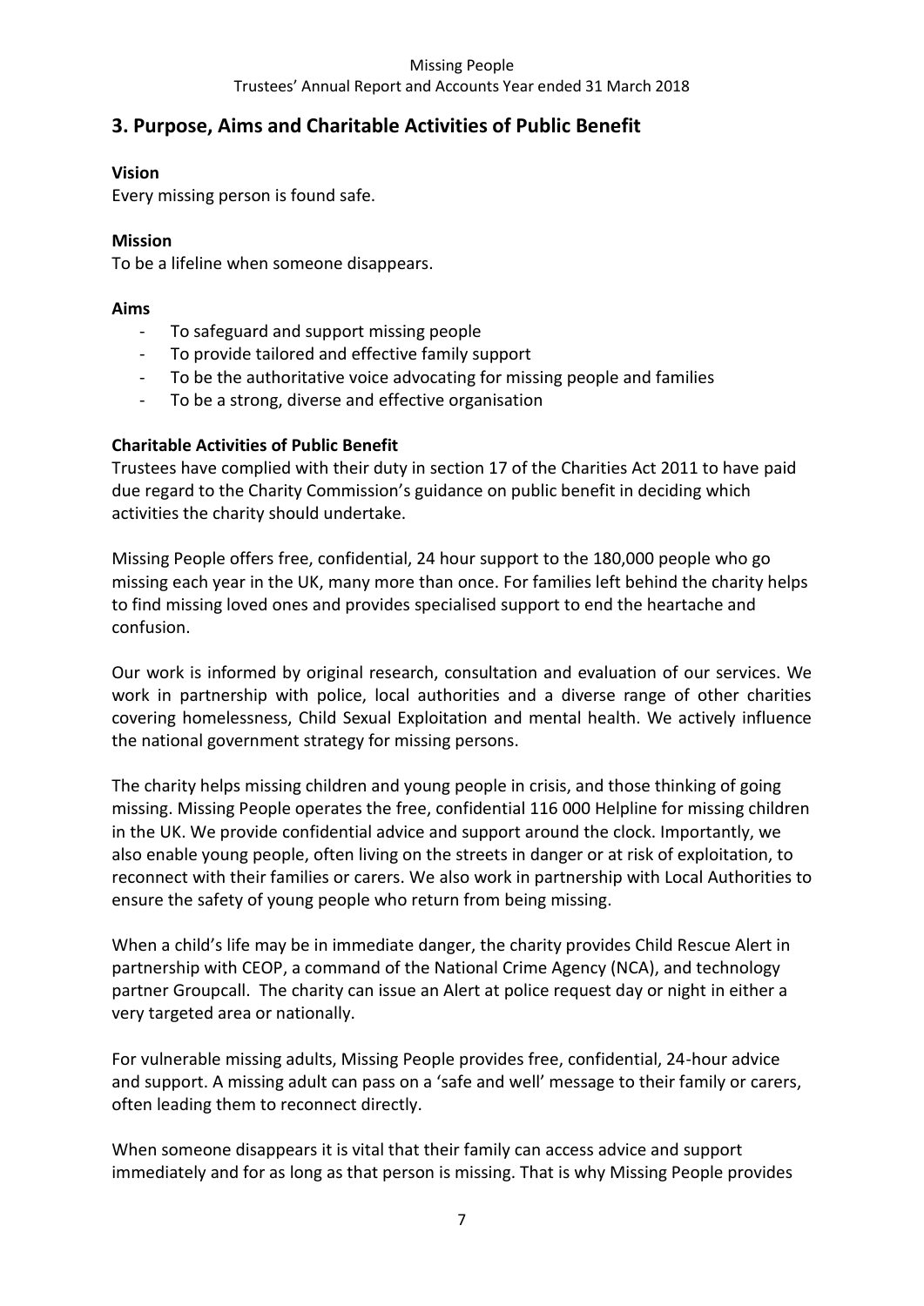## 3. Purpose, Aims and Charitable Activities of Public Benefit

**Vision**

Every missing person is found safe.

**Mission**

To be a lifeline when someone disappears.

**Aims**

- To safeguard and support missing people
- To provide tailored and effective family support
- To be the authoritative voice advocating for missing people and families
- To be a strong, diverse and effective organisation

**Charitable Activities of Public Benefit**

Trustees have complied with their duty in section 17 of the Charities Act 2011 to have paid due regard to the Charity Commission's guidance on public benefit in deciding which activities the charity should undertake.

Missing People offers free, confidential, 24 hour support to the 180,000 people who go missing each year in the UK, many more than once. For families left behind the charity helps to find missing loved ones and provides specialised support to end the heartache and confusion.

Our work is informed by original research, consultation and evaluation of our services. We work in partnership with police, local authorities and a diverse range of other charities covering homelessness, Child Sexual Exploitation and mental health. We actively influence the national government strategy for missing persons.

The charity helps missing children and young people in crisis, and those thinking of going missing. Missing People operates the free, confidential 116 000 Helpline for missing children in the UK. We provide confidential advice and support around the clock. Importantly, we also enable young people, often living on the streets in danger or at risk of exploitation, to reconnect with their families or carers. We also work in partnership with Local Authorities to ensure the safety of young people who return from being missing.

When a child's life may be in immediate danger, the charity provides Child Rescue Alert in partnership with CEOP, a command of the National Crime Agency (NCA), and technology partner Groupcall. The charity can issue an Alert at police request day or night in either a very targeted area or nationally.

For vulnerable missing adults, Missing People provides free, confidential, 24-hour advice and support. A missing adult can pass on a 'safe and well' message to their family or carers, often leading them to reconnect directly.

When someone disappears it is vital that their family can access advice and support immediately and for as long as that person is missing. That is why Missing People provides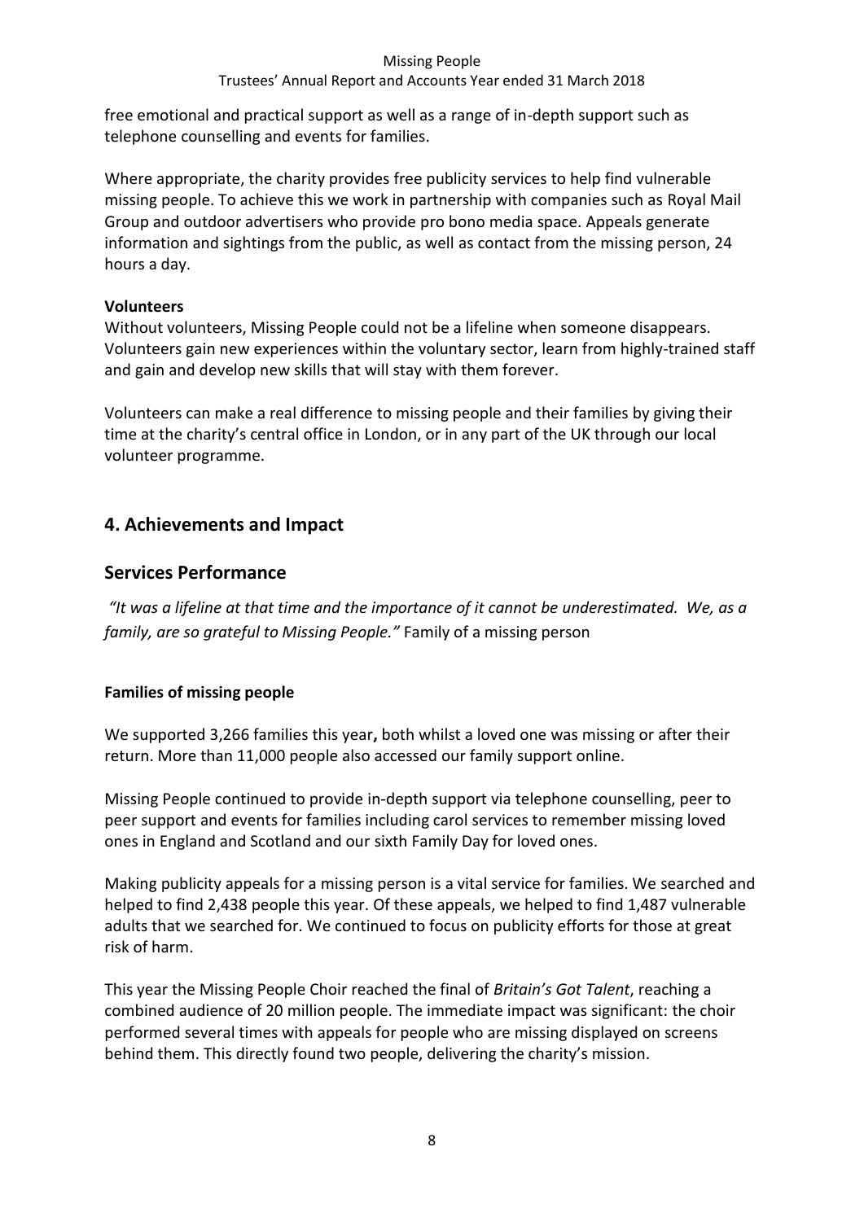free emotional and practical support as well as a range of in-depth support such as telephone counselling and events for families.

Where appropriate, the charity provides free publicity services to help find vulnerable missing people. To achieve this we work in partnership with companies such as Royal Mail Group and outdoor advertisers who provide pro bono media space. Appeals generate information and sightings from the public, as well as contact from the missing person, 24 hours a day.

**Volunteers**

Without volunteers, Missing People could not be a lifeline when someone disappears. Volunteers gain new experiences within the voluntary sector, learn from highly-trained staff and gain and develop new skills that will stay with them forever.

Volunteers can make a real difference to missing people and their families by giving their time at the charity's central office in London, or in any part of the UK through our local volunteer programme.

## 4. Achievements and Impact

## Services Performance

*"It was a lifeline at that time and the importance of it cannot be underestimated. We, as a family, are so grateful to Missing People."* Family of a missing person

**Families of missing people**

We supported 3,266 families this year**,** both whilst a loved one was missing or after their return. More than 11,000 people also accessed our family support online.

Missing People continued to provide in-depth support via telephone counselling, peer to peer support and events for families including carol services to remember missing loved ones in England and Scotland and our sixth Family Day for loved ones.

Making publicity appeals for a missing person is a vital service for families. We searched and helped to find 2,438 people this year. Of these appeals, we helped to find 1,487 vulnerable adults that we searched for. We continued to focus on publicity efforts for those at great risk of harm.

This year the Missing People Choir reached the final of *Britain's Got Talent*, reaching a combined audience of 20 million people. The immediate impact was significant: the choir performed several times with appeals for people who are missing displayed on screens behind them. This directly found two people, delivering the charity's mission.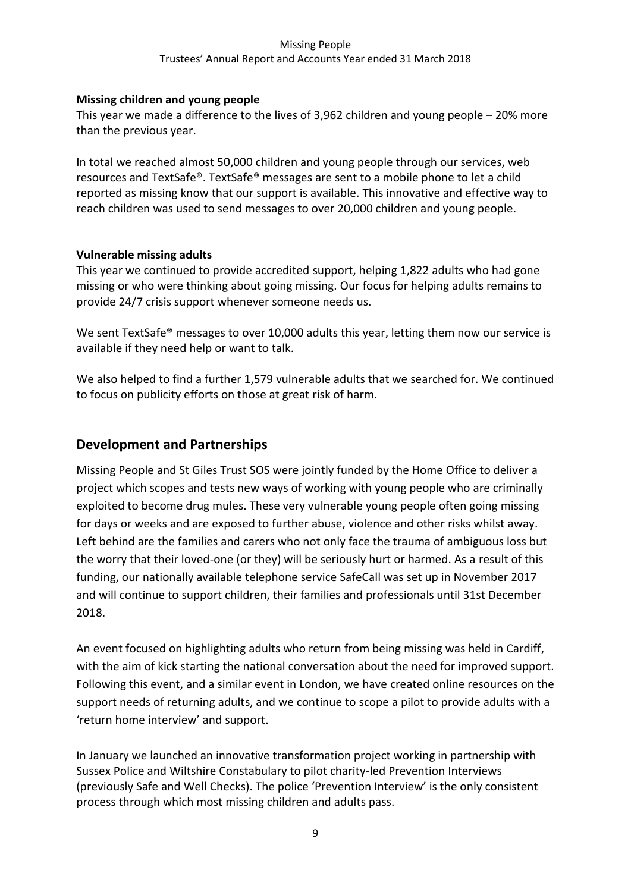**Missing children and young people**

This year we made a difference to the lives of 3,962 children and young people – 20% more than the previous year.

In total we reached almost 50,000 children and young people through our services, web resources and TextSafe®. TextSafe® messages are sent to a mobile phone to let a child reported as missing know that our support is available. This innovative and effective way to reach children was used to send messages to over 20,000 children and young people.

**Vulnerable missing adults**

This year we continued to provide accredited support, helping 1,822 adults who had gone missing or who were thinking about going missing. Our focus for helping adults remains to provide 24/7 crisis support whenever someone needs us.

We sent TextSafe® messages to over 10,000 adults this year, letting them now our service is available if they need help or want to talk.

We also helped to find a further 1,579 vulnerable adults that we searched for. We continued to focus on publicity efforts on those at great risk of harm.

## Development and Partnerships

Missing People and St Giles Trust SOS were jointly funded by the Home Office to deliver a project which scopes and tests new ways of working with young people who are criminally exploited to become drug mules. These very vulnerable young people often going missing for days or weeks and are exposed to further abuse, violence and other risks whilst away. Left behind are the families and carers who not only face the trauma of ambiguous loss but the worry that their loved-one (or they) will be seriously hurt or harmed. As a result of this funding, our nationally available telephone service SafeCall was set up in November 2017 and will continue to support children, their families and professionals until 31st December 2018.

An event focused on highlighting adults who return from being missing was held in Cardiff, with the aim of kick starting the national conversation about the need for improved support. Following this event, and a similar event in London, we have created online resources on the support needs of returning adults, and we continue to scope a pilot to provide adults with a 'return home interview' and support.

In January we launched an innovative transformation project working in partnership with Sussex Police and Wiltshire Constabulary to pilot charity-led Prevention Interviews (previously Safe and Well Checks). The police 'Prevention Interview' is the only consistent process through which most missing children and adults pass.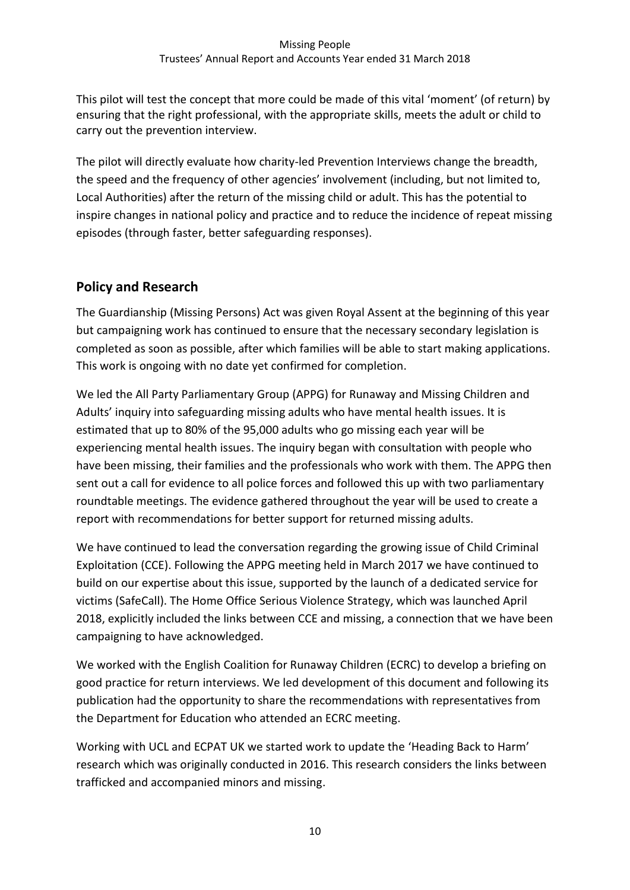This pilot will test the concept that more could be made of this vital 'moment' (of return) by ensuring that the right professional, with the appropriate skills, meets the adult or child to carry out the prevention interview.

The pilot will directly evaluate how charity-led Prevention Interviews change the breadth, the speed and the frequency of other agencies' involvement (including, but not limited to, Local Authorities) after the return of the missing child or adult. This has the potential to inspire changes in national policy and practice and to reduce the incidence of repeat missing episodes (through faster, better safeguarding responses).

## Policy and Research

The Guardianship (Missing Persons) Act was given Royal Assent at the beginning of this year but campaigning work has continued to ensure that the necessary secondary legislation is completed as soon as possible, after which families will be able to start making applications. This work is ongoing with no date yet confirmed for completion.

We led the All Party Parliamentary Group (APPG) for Runaway and Missing Children and Adults' inquiry into safeguarding missing adults who have mental health issues. It is estimated that up to 80% of the 95,000 adults who go missing each year will be experiencing mental health issues. The inquiry began with consultation with people who have been missing, their families and the professionals who work with them. The APPG then sent out a call for evidence to all police forces and followed this up with two parliamentary roundtable meetings. The evidence gathered throughout the year will be used to create a report with recommendations for better support for returned missing adults.

We have continued to lead the conversation regarding the growing issue of Child Criminal Exploitation (CCE). Following the APPG meeting held in March 2017 we have continued to build on our expertise about this issue, supported by the launch of a dedicated service for victims (SafeCall). The Home Office Serious Violence Strategy, which was launched April 2018, explicitly included the links between CCE and missing, a connection that we have been campaigning to have acknowledged.

We worked with the English Coalition for Runaway Children (ECRC) to develop a briefing on good practice for return interviews. We led development of this document and following its publication had the opportunity to share the recommendations with representatives from the Department for Education who attended an ECRC meeting.

Working with UCL and ECPAT UK we started work to update the 'Heading Back to Harm' research which was originally conducted in 2016. This research considers the links between trafficked and accompanied minors and missing.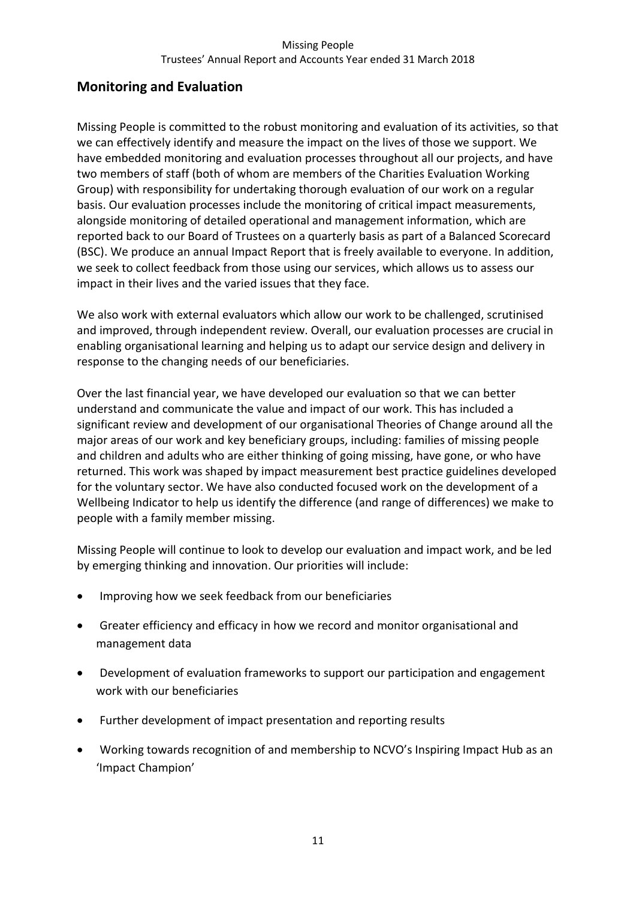## Monitoring and Evaluation

Missing People is committed to the robust monitoring and evaluation of its activities, so that we can effectively identify and measure the impact on the lives of those we support. We have embedded monitoring and evaluation processes throughout all our projects, and have two members of staff (both of whom are members of the Charities Evaluation Working Group) with responsibility for undertaking thorough evaluation of our work on a regular basis. Our evaluation processes include the monitoring of critical impact measurements, alongside monitoring of detailed operational and management information, which are reported back to our Board of Trustees on a quarterly basis as part of a Balanced Scorecard (BSC). We produce an annual Impact Report that is freely available to everyone. In addition, we seek to collect feedback from those using our services, which allows us to assess our impact in their lives and the varied issues that they face.

We also work with external evaluators which allow our work to be challenged, scrutinised and improved, through independent review. Overall, our evaluation processes are crucial in enabling organisational learning and helping us to adapt our service design and delivery in response to the changing needs of our beneficiaries.

Over the last financial year, we have developed our evaluation so that we can better understand and communicate the value and impact of our work. This has included a significant review and development of our organisational Theories of Change around all the major areas of our work and key beneficiary groups, including: families of missing people and children and adults who are either thinking of going missing, have gone, or who have returned. This work was shaped by impact measurement best practice guidelines developed for the voluntary sector. We have also conducted focused work on the development of a Wellbeing Indicator to help us identify the difference (and range of differences) we make to people with a family member missing.

Missing People will continue to look to develop our evaluation and impact work, and be led by emerging thinking and innovation. Our priorities will include:

- Improving how we seek feedback from our beneficiaries
- Greater efficiency and efficacy in how we record and monitor organisational and management data
- Development of evaluation frameworks to support our participation and engagement work with our beneficiaries
- Further development of impact presentation and reporting results
- Working towards recognition of and membership to NCVO's Inspiring Impact Hub as an 'Impact Champion'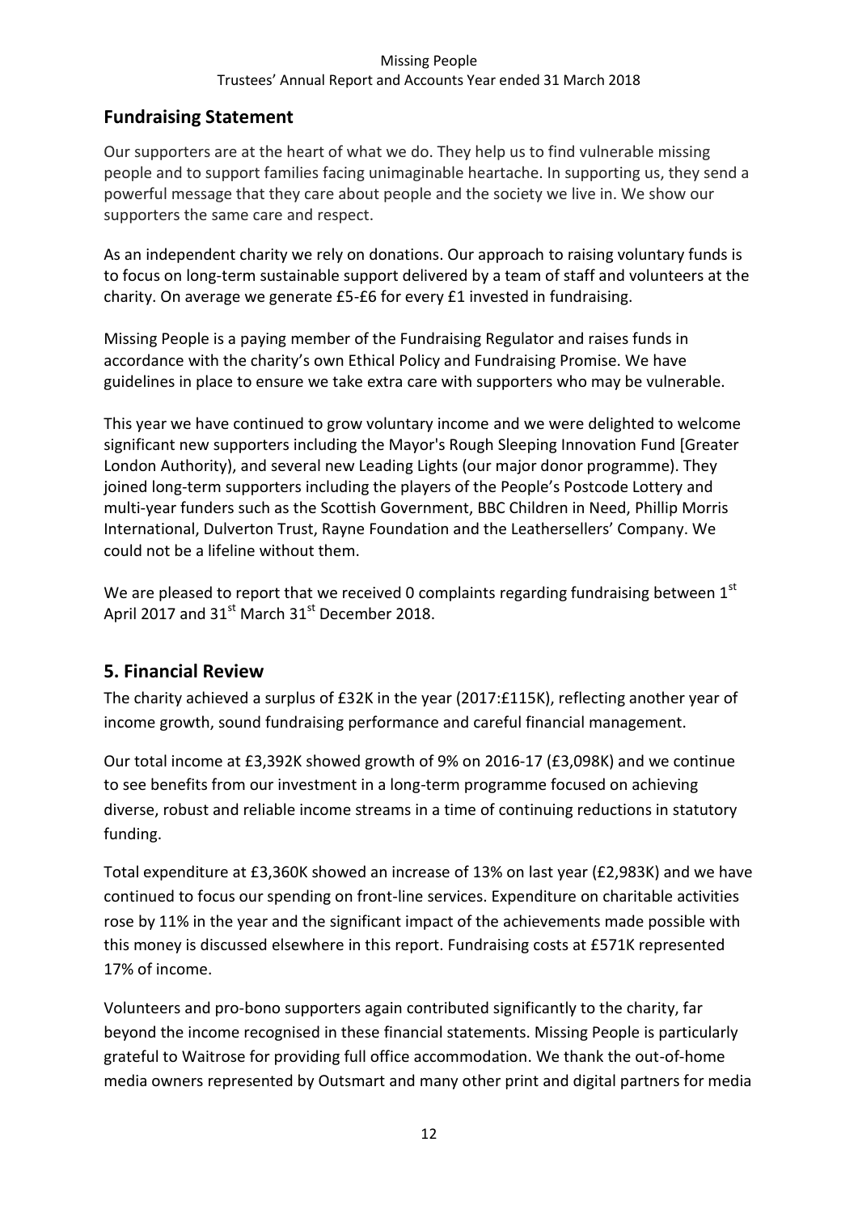## Fundraising Statement

Our supporters are at the heart of what we do. They help us to find vulnerable missing people and to support families facing unimaginable heartache. In supporting us, they send a powerful message that they care about people and the society we live in. We show our supporters the same care and respect.

As an independent charity we rely on donations. Our approach to raising voluntary funds is to focus on long-term sustainable support delivered by a team of staff and volunteers at the charity. On average we generate £5-£6 for every £1 invested in fundraising.

Missing People is a paying member of the Fundraising Regulator and raises funds in accordance with the charity's own Ethical Policy and Fundraising Promise. We have guidelines in place to ensure we take extra care with supporters who may be vulnerable.

This year we have continued to grow voluntary income and we were delighted to welcome significant new supporters including the Mayor's Rough Sleeping Innovation Fund [Greater London Authority), and several new Leading Lights (our major donor programme). They joined long-term supporters including the players of the People's Postcode Lottery and multi-year funders such as the Scottish Government, BBC Children in Need, Phillip Morris International, Dulverton Trust, Rayne Foundation and the Leathersellers' Company. We could not be a lifeline without them.

We are pleased to report that we received 0 complaints regarding fundraising between 1st April 2017 and 31st March 31st December 2018.

## 5. Financial Review

The charity achieved a surplus of £32K in the year (2017:£115K), reflecting another year of income growth, sound fundraising performance and careful financial management.

Our total income at £3,392K showed growth of 9% on 2016-17 (£3,098K) and we continue to see benefits from our investment in a long-term programme focused on achieving diverse, robust and reliable income streams in a time of continuing reductions in statutory funding.

Total expenditure at £3,360K showed an increase of 13% on last year (£2,983K) and we have continued to focus our spending on front-line services. Expenditure on charitable activities rose by 11% in the year and the significant impact of the achievements made possible with this money is discussed elsewhere in this report. Fundraising costs at £571K represented 17% of income.

Volunteers and pro-bono supporters again contributed significantly to the charity, far beyond the income recognised in these financial statements. Missing People is particularly grateful to Waitrose for providing full office accommodation. We thank the out-of-home media owners represented by Outsmart and many other print and digital partners for media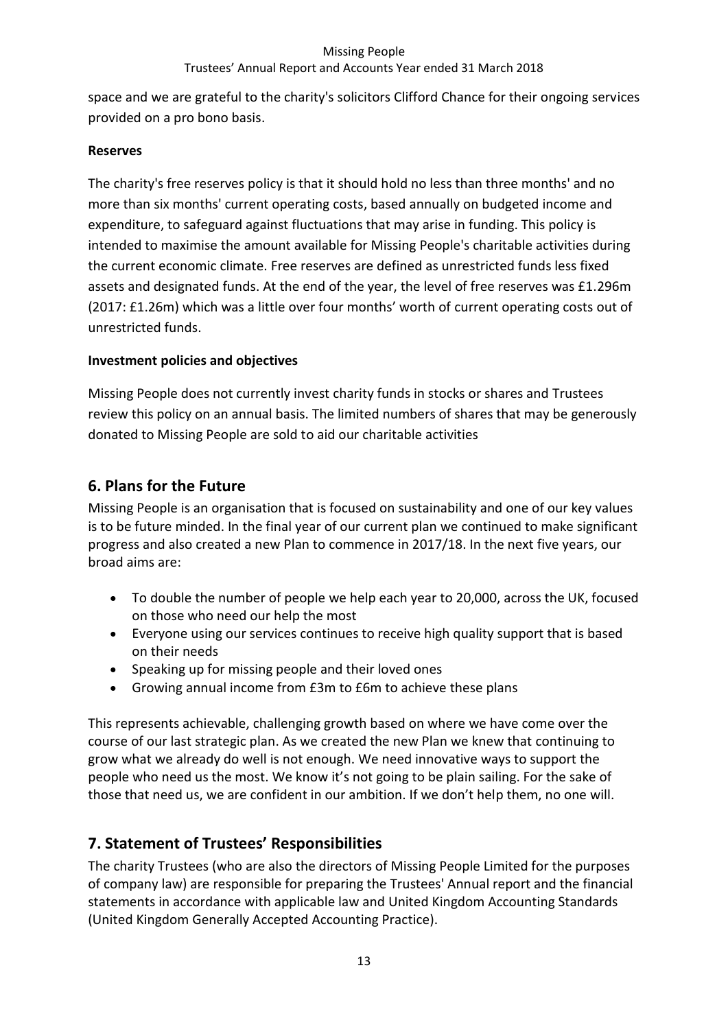space and we are grateful to the charity's solicitors Clifford Chance for their ongoing services provided on a pro bono basis.

**Reserves**

The charity's free reserves policy is that it should hold no less than three months' and no more than six months' current operating costs, based annually on budgeted income and expenditure, to safeguard against fluctuations that may arise in funding. This policy is intended to maximise the amount available for Missing People's charitable activities during the current economic climate. Free reserves are defined as unrestricted funds less fixed assets and designated funds. At the end of the year, the level of free reserves was £1.296m (2017: £1.26m) which was a little over four months' worth of current operating costs out of unrestricted funds.

**Investment policies and objectives**

Missing People does not currently invest charity funds in stocks or shares and Trustees review this policy on an annual basis. The limited numbers of shares that may be generously donated to Missing People are sold to aid our charitable activities

## 6. Plans for the Future

Missing People is an organisation that is focused on sustainability and one of our key values is to be future minded. In the final year of our current plan we continued to make significant progress and also created a new Plan to commence in 2017/18. In the next five years, our broad aims are:

- To double the number of people we help each year to 20,000, across the UK, focused on those who need our help the most
- Everyone using our services continues to receive high quality support that is based on their needs
- Speaking up for missing people and their loved ones
- Growing annual income from £3m to £6m to achieve these plans

This represents achievable, challenging growth based on where we have come over the course of our last strategic plan. As we created the new Plan we knew that continuing to grow what we already do well is not enough. We need innovative ways to support the people who need us the most. We know it's not going to be plain sailing. For the sake of those that need us, we are confident in our ambition. If we don't help them, no one will.

## 7. Statement of Trustees' Responsibilities

The charity Trustees (who are also the directors of Missing People Limited for the purposes of company law) are responsible for preparing the Trustees' Annual report and the financial statements in accordance with applicable law and United Kingdom Accounting Standards (United Kingdom Generally Accepted Accounting Practice).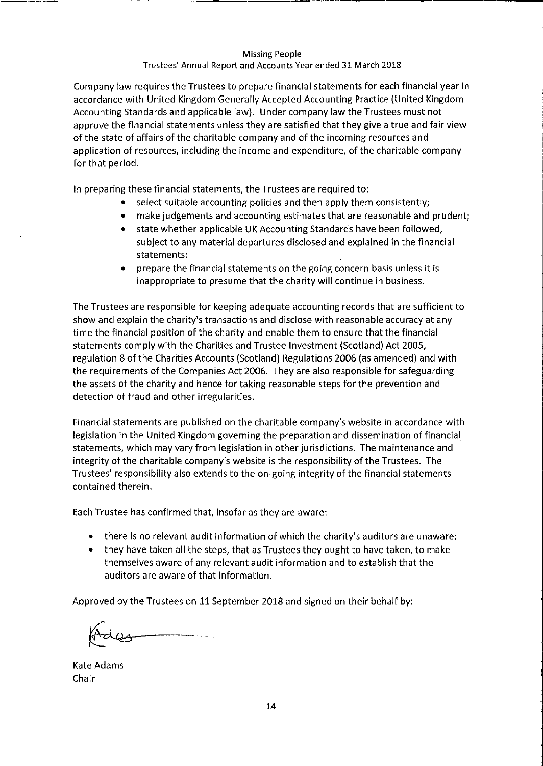Company law requires the Trustees to prepare financial statements for each financial year in accordance with United Kingdom Generally Accepted Accounting Practice (United Kingdom Accounting Standards and applicable law). Under company law the Trustees must not approve the financial statements unless they are satisfied that they give a true and fair view of the state of affairs of the charitable company and of the incoming resources and application of resources, including the income and expenditure, of the charitable company for that period.

In preparing these financial statements, the Trustees are required to:

- select suitable accounting policies and then apply them consistently;
- make judgements and accounting estimates that are reasonable and prudent;
- state whether applicable UK Accounting Standards have been followed, subject to any material departures disclosed and explained in the financial statements;
- prepare the financial statements on the going concern basis unless it is inappropriate to presume that the charity will continue in business.

The Trustees are responsible for keeping adequate accounting records that are sufficient to show and explain the charity's transactions and disclose with reasonable accuracy at any time the financial position of the charity and enable them to ensure that the financial statements comply with the Charities and Trustee Investment (Scotland) Act 2005, regulation 8 of the Charities Accounts (Scotland) Regulations 2006 (as amended) and with the requirements of the Companies Act 2006. They are also responsible for safeguarding the assets of the charity and hence for taking reasonable steps for the prevention and detection of fraud and other irregularities.

Financial statements are published on the charitable company's website in accordance with legislation in the United Kingdom governing the preparation and dissemination of financial statements, which may vary from legislation in other jurisdictions. The maintenance and integrity of the charitable company's website is the responsibility of the Trustees. The Trustees' responsibility also extends to the on-going integrity of the financial statements contained therein.

Each Trustee has confirmed that, insofar as they are aware:

- there is no relevant audit information of which the charity's auditors are unaware;
- they have taken all the steps, that as Trustees they ought to have taken, to make themselves aware of any relevant audit information and to establish that the auditors are aware of that information.

Approved by the Trustees on 11 September 2018 and signed on their behalf by:

Kate Adams
Chair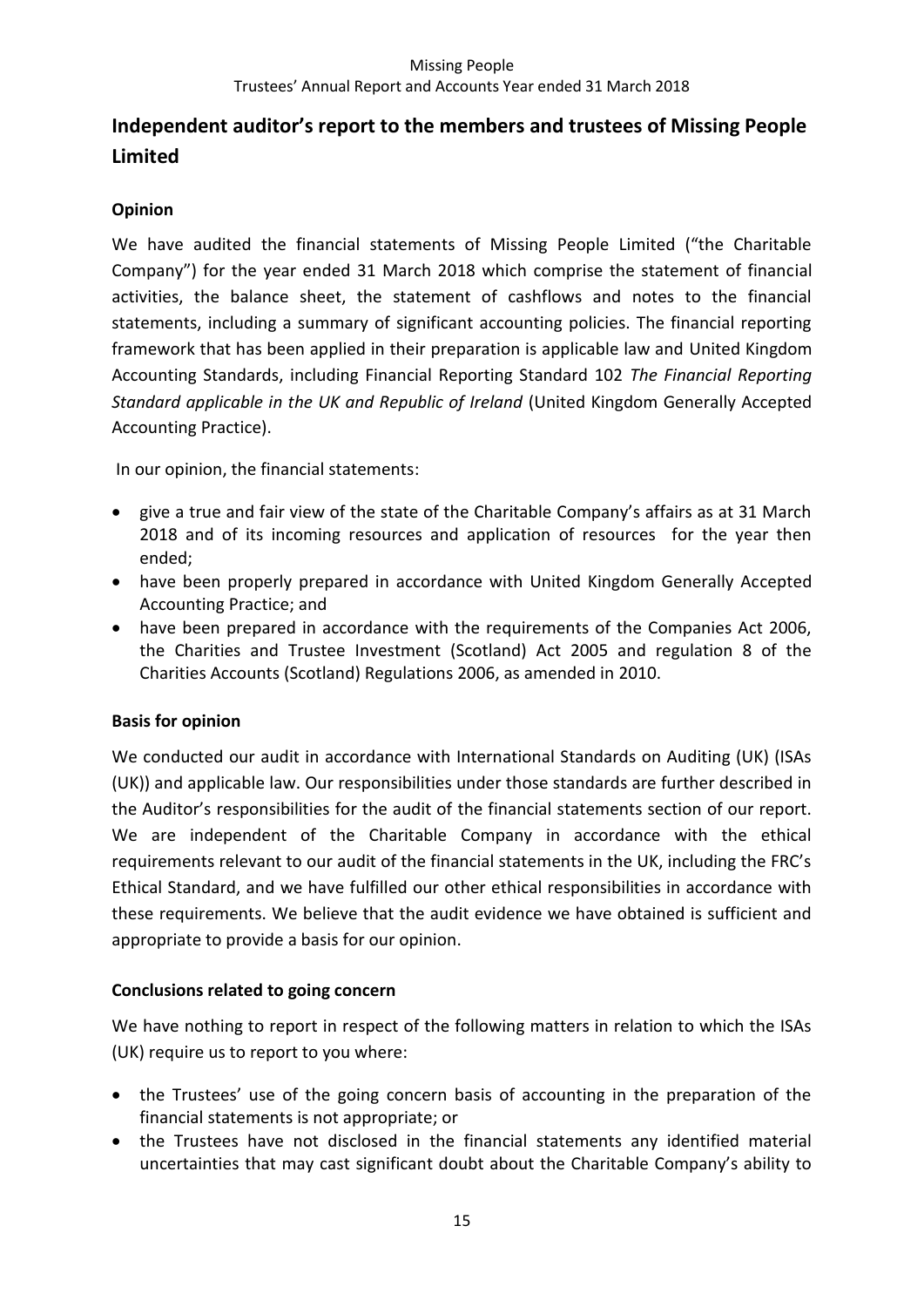## Independent auditor's report to the members and trustees of Missing People Limited

### Opinion

We have audited the financial statements of Missing People Limited ("the Charitable Company") for the year ended 31 March 2018 which comprise the statement of financial activities, the balance sheet, the statement of cashflows and notes to the financial statements, including a summary of significant accounting policies. The financial reporting framework that has been applied in their preparation is applicable law and United Kingdom Accounting Standards, including Financial Reporting Standard 102 *The Financial Reporting Standard applicable in the UK and Republic of Ireland* (United Kingdom Generally Accepted Accounting Practice).

In our opinion, the financial statements:

- give a true and fair view of the state of the Charitable Company's affairs as at 31 March 2018 and of its incoming resources and application of resources for the year then ended;
- have been properly prepared in accordance with United Kingdom Generally Accepted Accounting Practice; and
- have been prepared in accordance with the requirements of the Companies Act 2006, the Charities and Trustee Investment (Scotland) Act 2005 and regulation 8 of the Charities Accounts (Scotland) Regulations 2006, as amended in 2010.

### Basis for opinion

We conducted our audit in accordance with International Standards on Auditing (UK) (ISAs (UK)) and applicable law. Our responsibilities under those standards are further described in the Auditor's responsibilities for the audit of the financial statements section of our report. We are independent of the Charitable Company in accordance with the ethical requirements relevant to our audit of the financial statements in the UK, including the FRC's Ethical Standard, and we have fulfilled our other ethical responsibilities in accordance with these requirements. We believe that the audit evidence we have obtained is sufficient and appropriate to provide a basis for our opinion.

### Conclusions related to going concern

We have nothing to report in respect of the following matters in relation to which the ISAs (UK) require us to report to you where:

- the Trustees' use of the going concern basis of accounting in the preparation of the financial statements is not appropriate; or
- the Trustees have not disclosed in the financial statements any identified material uncertainties that may cast significant doubt about the Charitable Company's ability to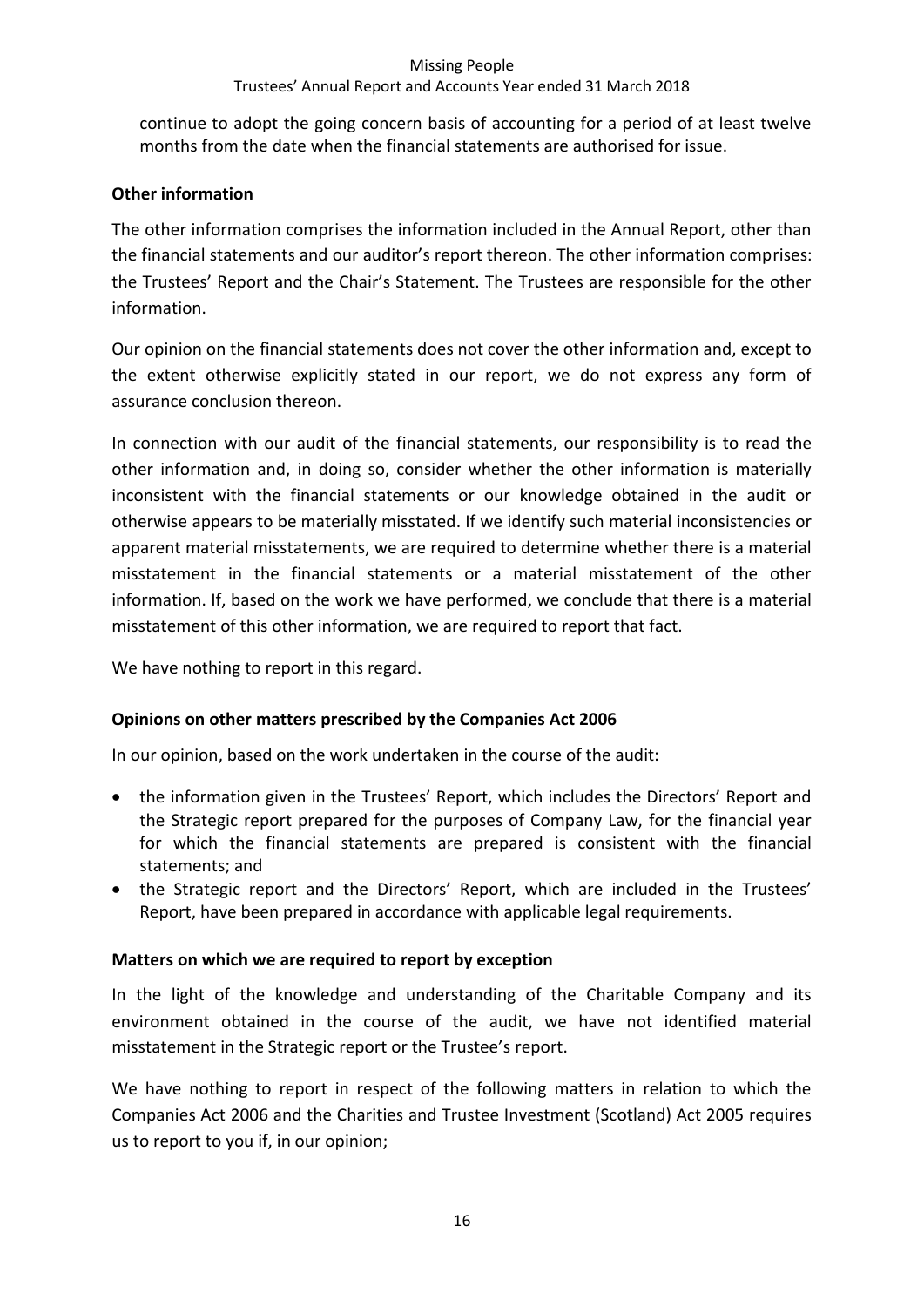continue to adopt the going concern basis of accounting for a period of at least twelve months from the date when the financial statements are authorised for issue.

**Other information**

The other information comprises the information included in the Annual Report, other than the financial statements and our auditor's report thereon. The other information comprises: the Trustees' Report and the Chair's Statement. The Trustees are responsible for the other information.

Our opinion on the financial statements does not cover the other information and, except to the extent otherwise explicitly stated in our report, we do not express any form of assurance conclusion thereon.

In connection with our audit of the financial statements, our responsibility is to read the other information and, in doing so, consider whether the other information is materially inconsistent with the financial statements or our knowledge obtained in the audit or otherwise appears to be materially misstated. If we identify such material inconsistencies or apparent material misstatements, we are required to determine whether there is a material misstatement in the financial statements or a material misstatement of the other information. If, based on the work we have performed, we conclude that there is a material misstatement of this other information, we are required to report that fact.

We have nothing to report in this regard.

**Opinions on other matters prescribed by the Companies Act 2006**

In our opinion, based on the work undertaken in the course of the audit:

- the information given in the Trustees' Report, which includes the Directors' Report and the Strategic report prepared for the purposes of Company Law, for the financial year for which the financial statements are prepared is consistent with the financial statements; and
- the Strategic report and the Directors' Report, which are included in the Trustees' Report, have been prepared in accordance with applicable legal requirements.

**Matters on which we are required to report by exception**

In the light of the knowledge and understanding of the Charitable Company and its environment obtained in the course of the audit, we have not identified material misstatement in the Strategic report or the Trustee's report.

We have nothing to report in respect of the following matters in relation to which the Companies Act 2006 and the Charities and Trustee Investment (Scotland) Act 2005 requires us to report to you if, in our opinion;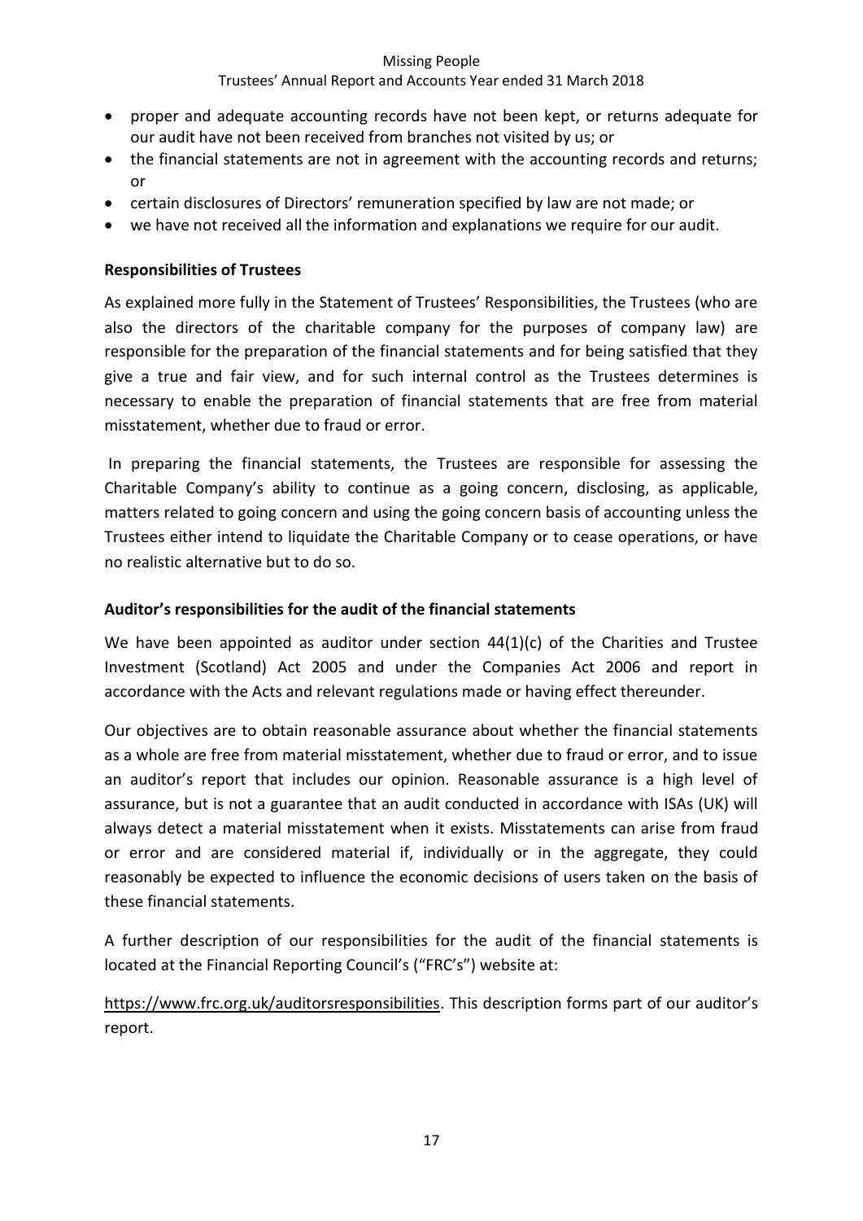- proper and adequate accounting records have not been kept, or returns adequate for our audit have not been received from branches not visited by us; or
- the financial statements are not in agreement with the accounting records and returns; or
- certain disclosures of Directors' remuneration specified by law are not made; or
- we have not received all the information and explanations we require for our audit.

**Responsibilities of Trustees**

As explained more fully in the Statement of Trustees' Responsibilities, the Trustees (who are also the directors of the charitable company for the purposes of company law) are responsible for the preparation of the financial statements and for being satisfied that they give a true and fair view, and for such internal control as the Trustees determines is necessary to enable the preparation of financial statements that are free from material misstatement, whether due to fraud or error.

In preparing the financial statements, the Trustees are responsible for assessing the Charitable Company's ability to continue as a going concern, disclosing, as applicable, matters related to going concern and using the going concern basis of accounting unless the Trustees either intend to liquidate the Charitable Company or to cease operations, or have no realistic alternative but to do so.

**Auditor's responsibilities for the audit of the financial statements**

We have been appointed as auditor under section 44(1)(c) of the Charities and Trustee Investment (Scotland) Act 2005 and under the Companies Act 2006 and report in accordance with the Acts and relevant regulations made or having effect thereunder.

Our objectives are to obtain reasonable assurance about whether the financial statements as a whole are free from material misstatement, whether due to fraud or error, and to issue an auditor's report that includes our opinion. Reasonable assurance is a high level of assurance, but is not a guarantee that an audit conducted in accordance with ISAs (UK) will always detect a material misstatement when it exists. Misstatements can arise from fraud or error and are considered material if, individually or in the aggregate, they could reasonably be expected to influence the economic decisions of users taken on the basis of these financial statements.

A further description of our responsibilities for the audit of the financial statements is located at the Financial Reporting Council's ("FRC's") website at:

https://www.frc.org.uk/auditorsresponsibilities. This description forms part of our auditor's report.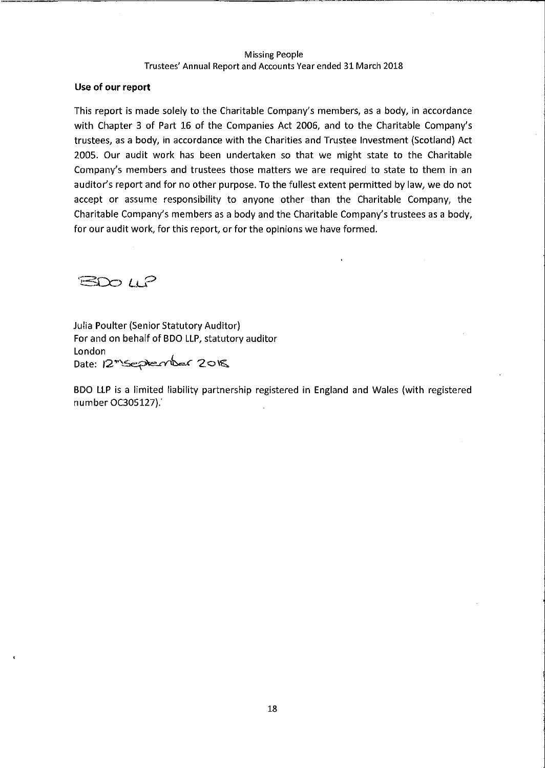### Use of our report

This report is made solely to the Charitable Company's members, as a body, in accordance with Chapter 3 of Part 16 of the Companies Act 2006, and to the Charitable Company's trustees, as a body, in accordance with the Charities and Trustee Investment (Scotland) Act 2005. Our audit work has been undertaken so that we might state to the Charitable Company's members and trustees those matters we are required to state to them in an auditor's report and for no other purpose. To the fullest extent permitted by law, we do not accept or assume responsibility to anyone other than the Charitable Company, the Charitable Company's members as a body and the Charitable Company's trustees as a body, for our audit work, for this report, or for the opinions we have formed.

BDO LLP

Julia Poulter (Senior Statutory Auditor)
For and on behalf of BDO LLP, statutory auditor
London
Date: 12th September 2018

BDO LLP is a limited liability partnership registered in England and Wales (with registered number OC305127).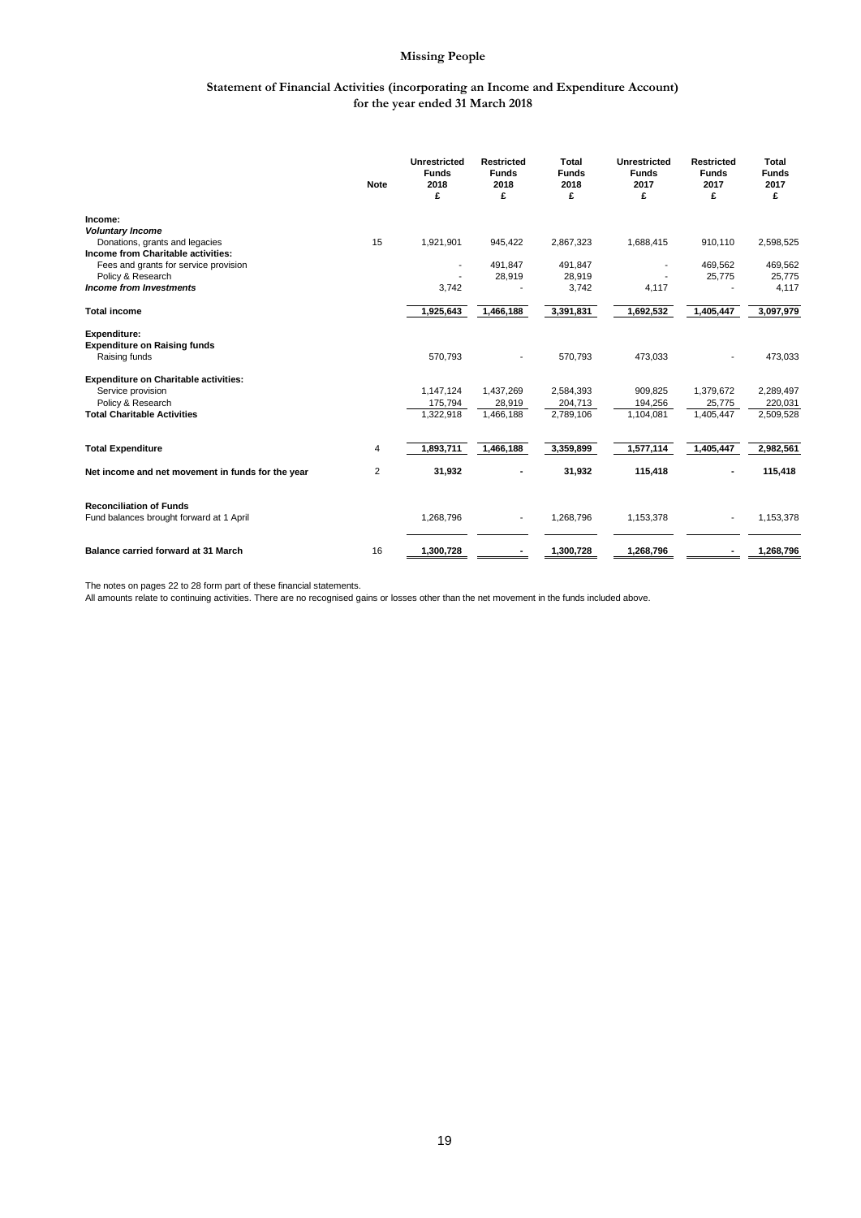# Missing People

## Statement of Financial Activities (incorporating an Income and Expenditure Account) for the year ended 31 March 2018

| | Note | Unrestricted Funds 2018 £ | Restricted Funds 2018 £ | Total Funds 2018 £ | Unrestricted Funds 2017 £ | Restricted Funds 2017 £ | Total Funds 2017 £ |
|---|---|---|---|---|---|---|---|
| **Income:** | | | | | | | |
| ***Voluntary Income*** | | | | | | | |
| Donations, grants and legacies | 15 | 1,921,901 | 945,422 | 2,867,323 | 1,688,415 | 910,110 | 2,598,525 |
| **Income from Charitable activities:** | | | | | | | |
| Fees and grants for service provision | | - | 491,847 | 491,847 | - | 469,562 | 469,562 |
| Policy & Research | | - | 28,919 | 28,919 | - | 25,775 | 25,775 |
| ***Income from Investments*** | | 3,742 | - | 3,742 | 4,117 | - | 4,117 |
| **Total income** | | **1,925,643** | **1,466,188** | **3,391,831** | **1,692,532** | **1,405,447** | **3,097,979** |
| **Expenditure:** | | | | | | | |
| **Expenditure on Raising funds** | | | | | | | |
| Raising funds | | 570,793 | - | 570,793 | 473,033 | - | 473,033 |
| **Expenditure on Charitable activities:** | | | | | | | |
| Service provision | | 1,147,124 | 1,437,269 | 2,584,393 | 909,825 | 1,379,672 | 2,289,497 |
| Policy & Research | | 175,794 | 28,919 | 204,713 | 194,256 | 25,775 | 220,031 |
| **Total Charitable Activities** | | 1,322,918 | 1,466,188 | 2,789,106 | 1,104,081 | 1,405,447 | 2,509,528 |
| **Total Expenditure** | 4 | **1,893,711** | **1,466,188** | **3,359,899** | **1,577,114** | **1,405,447** | **2,982,561** |
| **Net income and net movement in funds for the year** | 2 | **31,932** | **-** | **31,932** | **115,418** | **-** | **115,418** |
| **Reconciliation of Funds** | | | | | | | |
| Fund balances brought forward at 1 April | | 1,268,796 | - | 1,268,796 | 1,153,378 | - | 1,153,378 |
| **Balance carried forward at 31 March** | 16 | **1,300,728** | **-** | **1,300,728** | **1,268,796** | **-** | **1,268,796** |

The notes on pages 22 to 28 form part of these financial statements.

All amounts relate to continuing activities. There are no recognised gains or losses other than the net movement in the funds included above.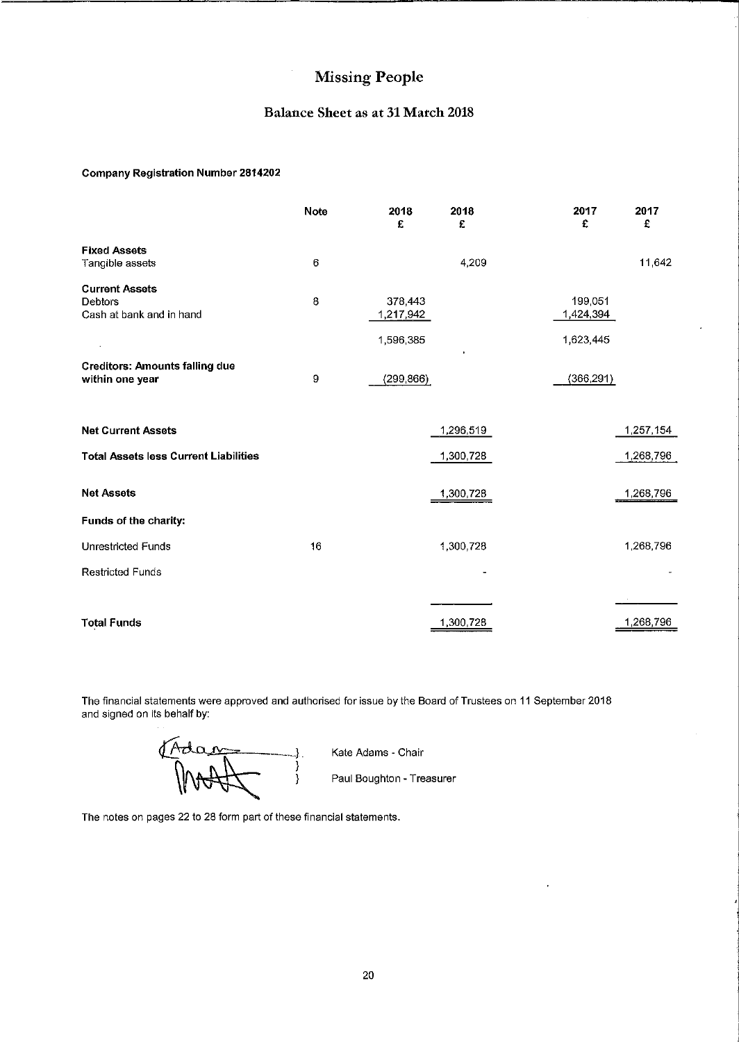# Missing People

## Balance Sheet as at 31 March 2018

**Company Registration Number 2814202**

| | Note | 2018 £ | 2018 £ | 2017 £ | 2017 £ |
|---|---|---|---|---|---|
| **Fixed Assets** | | | | | |
| Tangible assets | 6 | | 4,209 | | 11,642 |
| **Current Assets** | | | | | |
| Debtors | 8 | 378,443 | | 199,051 | |
| Cash at bank and in hand | | 1,217,942 | | 1,424,394 | |
| | | 1,596,385 | | 1,623,445 | |
| **Creditors: Amounts falling due within one year** | 9 | (299,866) | | (366,291) | |
| **Net Current Assets** | | | 1,296,519 | | 1,257,154 |
| **Total Assets less Current Liabilities** | | | 1,300,728 | | 1,268,796 |
| **Net Assets** | | | 1,300,728 | | 1,268,796 |
| **Funds of the charity:** | | | | | |
| Unrestricted Funds | 16 | | 1,300,728 | | 1,268,796 |
| Restricted Funds | | | - | | - |
| **Total Funds** | | | 1,300,728 | | 1,268,796 |

The financial statements were approved and authorised for issue by the Board of Trustees on 11 September 2018 and signed on its behalf by:

Kate Adams - Chair

Paul Boughton - Treasurer

The notes on pages 22 to 28 form part of these financial statements.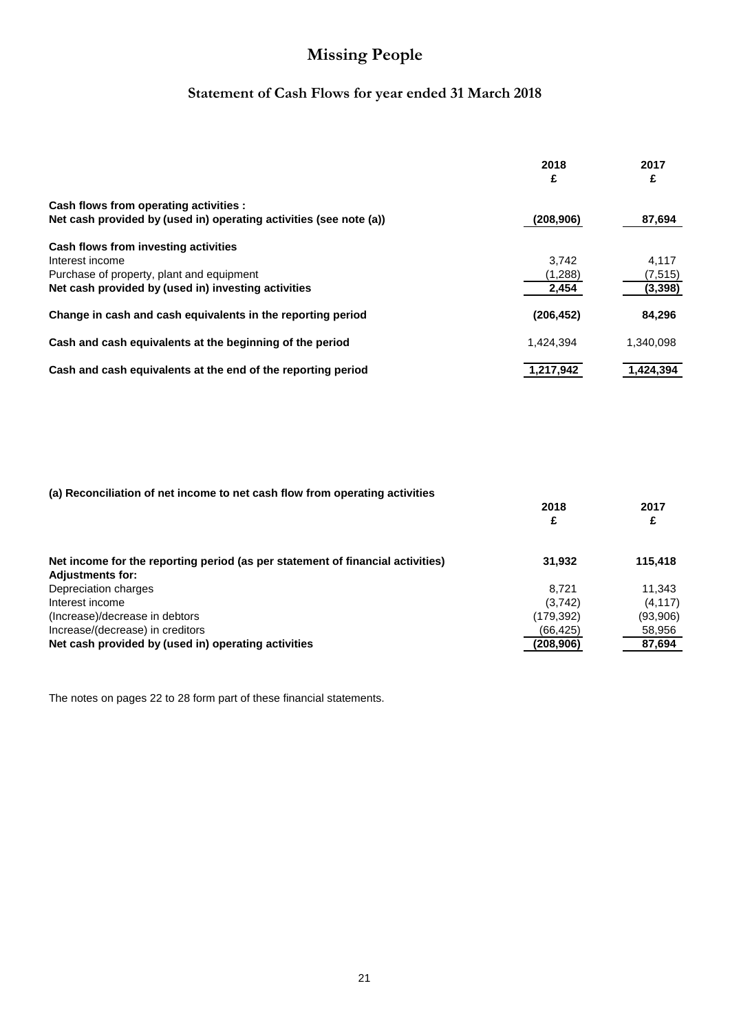# Missing People

## Statement of Cash Flows for year ended 31 March 2018

| | 2018<br>£ | 2017<br>£ |
|---|---|---|
| **Cash flows from operating activities :** | | |
| **Net cash provided by (used in) operating activities (see note (a))** | **(208,906)** | **87,694** |
| **Cash flows from investing activities** | | |
| Interest income | 3,742 | 4,117 |
| Purchase of property, plant and equipment | (1,288) | (7,515) |
| **Net cash provided by (used in) investing activities** | **2,454** | **(3,398)** |
| **Change in cash and cash equivalents in the reporting period** | **(206,452)** | **84,296** |
| **Cash and cash equivalents at the beginning of the period** | 1,424,394 | 1,340,098 |
| **Cash and cash equivalents at the end of the reporting period** | **1,217,942** | **1,424,394** |

**(a) Reconciliation of net income to net cash flow from operating activities**

| | 2018<br>£ | 2017<br>£ |
|---|---|---|
| **Net income for the reporting period (as per statement of financial activities)** | **31,932** | **115,418** |
| **Adjustments for:** | | |
| Depreciation charges | 8,721 | 11,343 |
| Interest income | (3,742) | (4,117) |
| (Increase)/decrease in debtors | (179,392) | (93,906) |
| Increase/(decrease) in creditors | (66,425) | 58,956 |
| **Net cash provided by (used in) operating activities** | **(208,906)** | **87,694** |

The notes on pages 22 to 28 form part of these financial statements.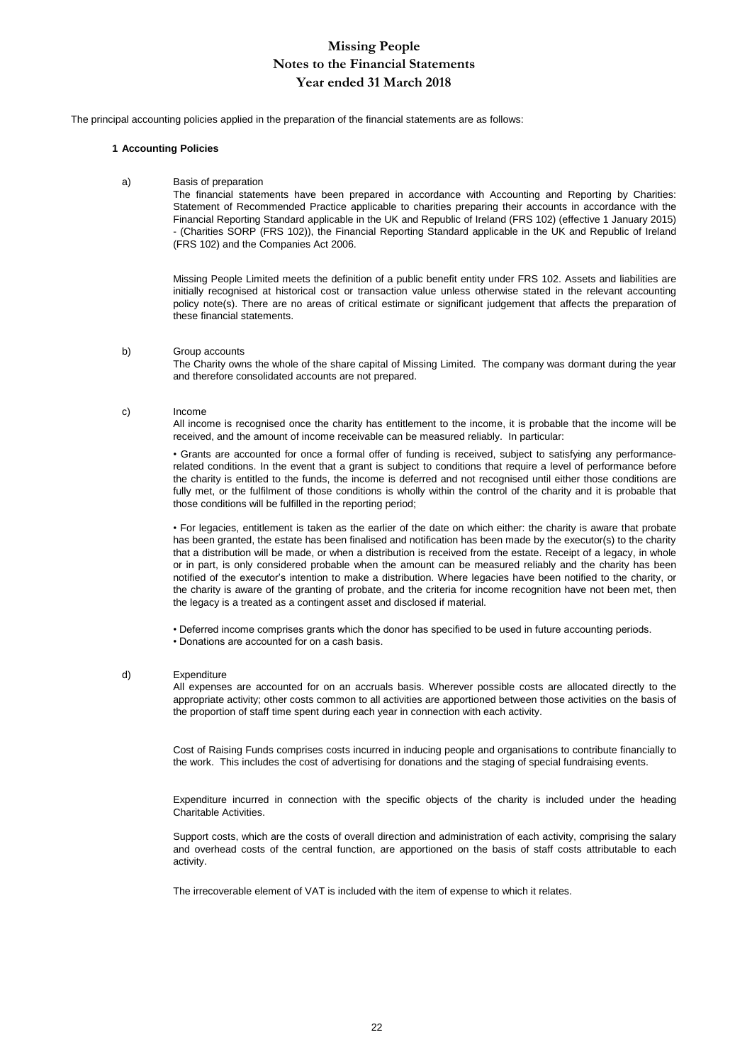# Missing People
# Notes to the Financial Statements
# Year ended 31 March 2018

The principal accounting policies applied in the preparation of the financial statements are as follows:

## 1 Accounting Policies

a) Basis of preparation

The financial statements have been prepared in accordance with Accounting and Reporting by Charities: Statement of Recommended Practice applicable to charities preparing their accounts in accordance with the Financial Reporting Standard applicable in the UK and Republic of Ireland (FRS 102) (effective 1 January 2015) - (Charities SORP (FRS 102)), the Financial Reporting Standard applicable in the UK and Republic of Ireland (FRS 102) and the Companies Act 2006.

Missing People Limited meets the definition of a public benefit entity under FRS 102. Assets and liabilities are initially recognised at historical cost or transaction value unless otherwise stated in the relevant accounting policy note(s). There are no areas of critical estimate or significant judgement that affects the preparation of these financial statements.

b) Group accounts

The Charity owns the whole of the share capital of Missing Limited. The company was dormant during the year and therefore consolidated accounts are not prepared.

c) Income

All income is recognised once the charity has entitlement to the income, it is probable that the income will be received, and the amount of income receivable can be measured reliably. In particular:

• Grants are accounted for once a formal offer of funding is received, subject to satisfying any performance-related conditions. In the event that a grant is subject to conditions that require a level of performance before the charity is entitled to the funds, the income is deferred and not recognised until either those conditions are fully met, or the fulfilment of those conditions is wholly within the control of the charity and it is probable that those conditions will be fulfilled in the reporting period;

• For legacies, entitlement is taken as the earlier of the date on which either: the charity is aware that probate has been granted, the estate has been finalised and notification has been made by the executor(s) to the charity that a distribution will be made, or when a distribution is received from the estate. Receipt of a legacy, in whole or in part, is only considered probable when the amount can be measured reliably and the charity has been notified of the executor's intention to make a distribution. Where legacies have been notified to the charity, or the charity is aware of the granting of probate, and the criteria for income recognition have not been met, then the legacy is a treated as a contingent asset and disclosed if material.

• Deferred income comprises grants which the donor has specified to be used in future accounting periods.
• Donations are accounted for on a cash basis.

d) Expenditure

All expenses are accounted for on an accruals basis. Wherever possible costs are allocated directly to the appropriate activity; other costs common to all activities are apportioned between those activities on the basis of the proportion of staff time spent during each year in connection with each activity.

Cost of Raising Funds comprises costs incurred in inducing people and organisations to contribute financially to the work. This includes the cost of advertising for donations and the staging of special fundraising events.

Expenditure incurred in connection with the specific objects of the charity is included under the heading Charitable Activities.

Support costs, which are the costs of overall direction and administration of each activity, comprising the salary and overhead costs of the central function, are apportioned on the basis of staff costs attributable to each activity.

The irrecoverable element of VAT is included with the item of expense to which it relates.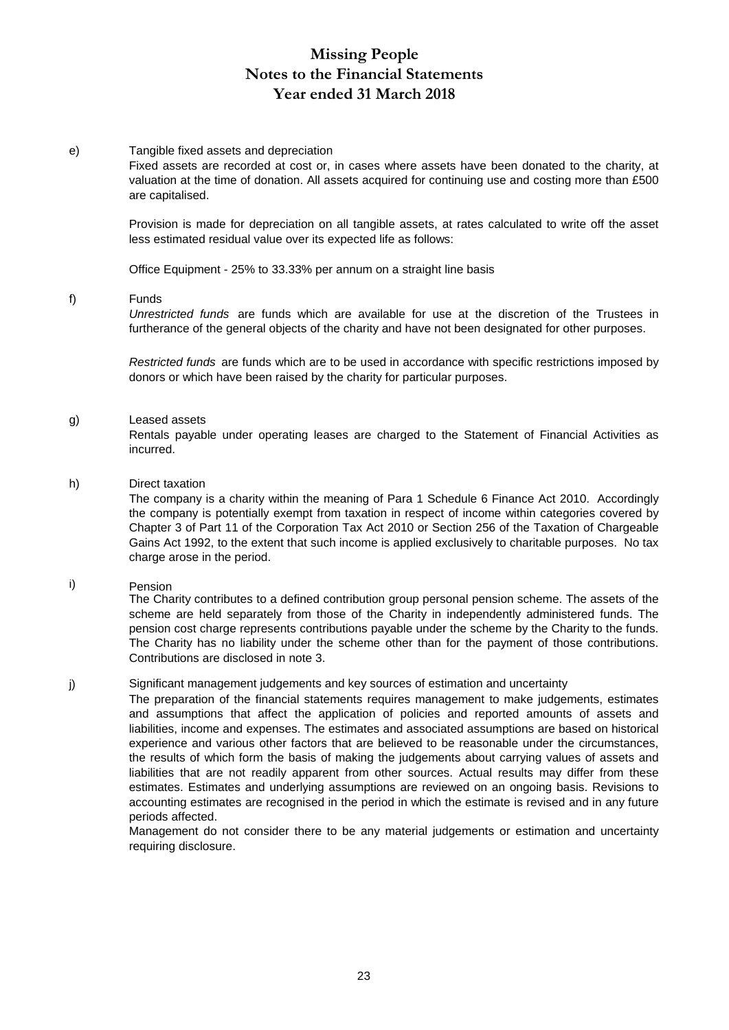# Missing People
# Notes to the Financial Statements
# Year ended 31 March 2018

e) Tangible fixed assets and depreciation

Fixed assets are recorded at cost or, in cases where assets have been donated to the charity, at valuation at the time of donation. All assets acquired for continuing use and costing more than £500 are capitalised.

Provision is made for depreciation on all tangible assets, at rates calculated to write off the asset less estimated residual value over its expected life as follows:

Office Equipment - 25% to 33.33% per annum on a straight line basis

f) Funds

*Unrestricted funds* are funds which are available for use at the discretion of the Trustees in furtherance of the general objects of the charity and have not been designated for other purposes.

*Restricted funds* are funds which are to be used in accordance with specific restrictions imposed by donors or which have been raised by the charity for particular purposes.

g) Leased assets

Rentals payable under operating leases are charged to the Statement of Financial Activities as incurred.

h) Direct taxation

The company is a charity within the meaning of Para 1 Schedule 6 Finance Act 2010. Accordingly the company is potentially exempt from taxation in respect of income within categories covered by Chapter 3 of Part 11 of the Corporation Tax Act 2010 or Section 256 of the Taxation of Chargeable Gains Act 1992, to the extent that such income is applied exclusively to charitable purposes. No tax charge arose in the period.

i) Pension

The Charity contributes to a defined contribution group personal pension scheme. The assets of the scheme are held separately from those of the Charity in independently administered funds. The pension cost charge represents contributions payable under the scheme by the Charity to the funds. The Charity has no liability under the scheme other than for the payment of those contributions. Contributions are disclosed in note 3.

j) Significant management judgements and key sources of estimation and uncertainty

The preparation of the financial statements requires management to make judgements, estimates and assumptions that affect the application of policies and reported amounts of assets and liabilities, income and expenses. The estimates and associated assumptions are based on historical experience and various other factors that are believed to be reasonable under the circumstances, the results of which form the basis of making the judgements about carrying values of assets and liabilities that are not readily apparent from other sources. Actual results may differ from these estimates. Estimates and underlying assumptions are reviewed on an ongoing basis. Revisions to accounting estimates are recognised in the period in which the estimate is revised and in any future periods affected.

Management do not consider there to be any material judgements or estimation and uncertainty requiring disclosure.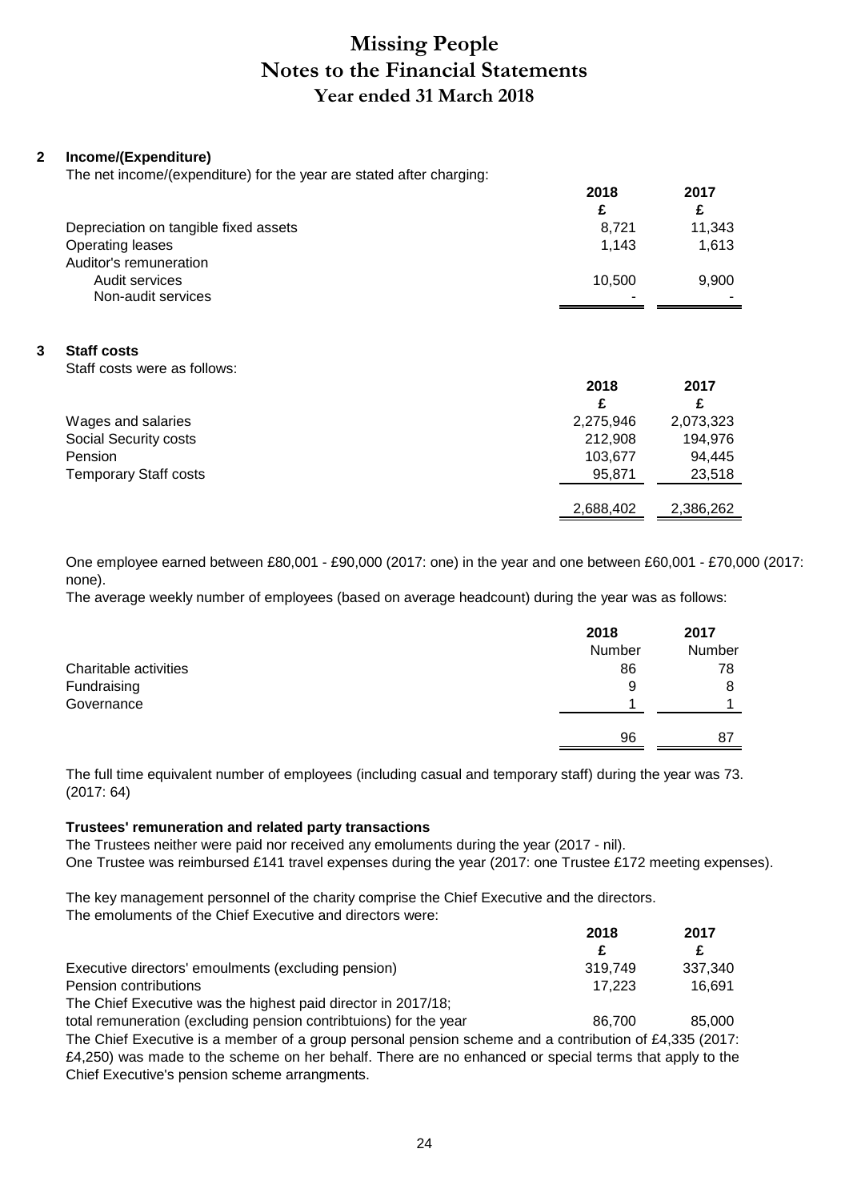# Missing People
# Notes to the Financial Statements
## Year ended 31 March 2018

### 2 Income/(Expenditure)

The net income/(expenditure) for the year are stated after charging:

| | 2018 | 2017 |
|---|---|---|
| | £ | £ |
| Depreciation on tangible fixed assets | 8,721 | 11,343 |
| Operating leases | 1,143 | 1,613 |
| Auditor's remuneration | | |
| Audit services | 10,500 | 9,900 |
| Non-audit services | - | - |

### 3 Staff costs

Staff costs were as follows:

| | 2018 | 2017 |
|---|---|---|
| | £ | £ |
| Wages and salaries | 2,275,946 | 2,073,323 |
| Social Security costs | 212,908 | 194,976 |
| Pension | 103,677 | 94,445 |
| Temporary Staff costs | 95,871 | 23,518 |
| | 2,688,402 | 2,386,262 |

One employee earned between £80,001 - £90,000 (2017: one) in the year and one between £60,001 - £70,000 (2017: none).

The average weekly number of employees (based on average headcount) during the year was as follows:

| | 2018 | 2017 |
|---|---|---|
| | Number | Number |
| Charitable activities | 86 | 78 |
| Fundraising | 9 | 8 |
| Governance | 1 | 1 |
| | 96 | 87 |

The full time equivalent number of employees (including casual and temporary staff) during the year was 73. (2017: 64)

**Trustees' remuneration and related party transactions**

The Trustees neither were paid nor received any emoluments during the year (2017 - nil).
One Trustee was reimbursed £141 travel expenses during the year (2017: one Trustee £172 meeting expenses).

The key management personnel of the charity comprise the Chief Executive and the directors.
The emoluments of the Chief Executive and directors were:

| | 2018 | 2017 |
|---|---|---|
| | £ | £ |
| Executive directors' emoulments (excluding pension) | 319,749 | 337,340 |
| Pension contributions | 17,223 | 16,691 |
| The Chief Executive was the highest paid director in 2017/18; total remuneration (excluding pension contribtuions) for the year | 86,700 | 85,000 |

The Chief Executive is a member of a group personal pension scheme and a contribution of £4,335 (2017: £4,250) was made to the scheme on her behalf. There are no enhanced or special terms that apply to the Chief Executive's pension scheme arrangments.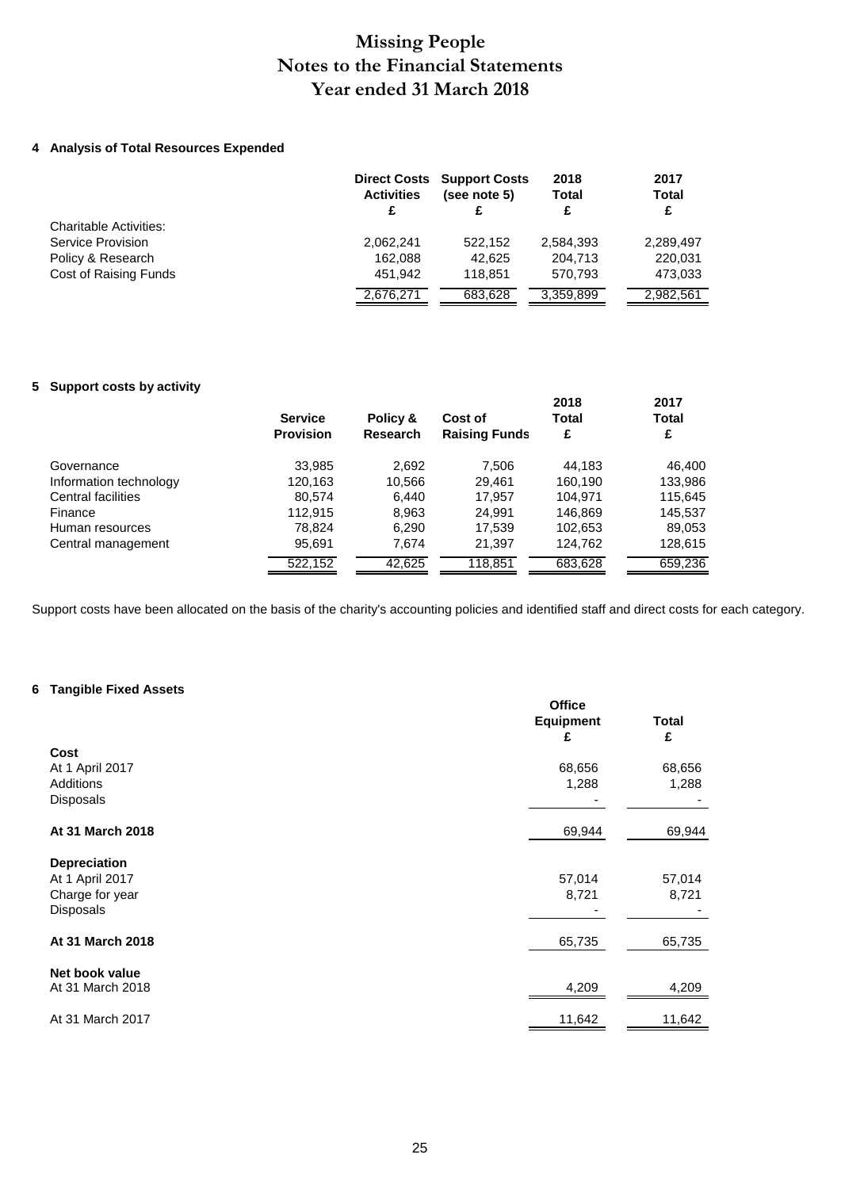# Missing People
# Notes to the Financial Statements
# Year ended 31 March 2018

### 4 Analysis of Total Resources Expended

| | Direct Costs Activities £ | Support Costs (see note 5) £ | 2018 Total £ | 2017 Total £ |
|---|---|---|---|---|
| Charitable Activities: | | | | |
| Service Provision | 2,062,241 | 522,152 | 2,584,393 | 2,289,497 |
| Policy & Research | 162,088 | 42,625 | 204,713 | 220,031 |
| Cost of Raising Funds | 451,942 | 118,851 | 570,793 | 473,033 |
| | 2,676,271 | 683,628 | 3,359,899 | 2,982,561 |

### 5 Support costs by activity

| | Service Provision | Policy & Research | Cost of Raising Funds | 2018 Total £ | 2017 Total £ |
|---|---|---|---|---|---|
| Governance | 33,985 | 2,692 | 7,506 | 44,183 | 46,400 |
| Information technology | 120,163 | 10,566 | 29,461 | 160,190 | 133,986 |
| Central facilities | 80,574 | 6,440 | 17,957 | 104,971 | 115,645 |
| Finance | 112,915 | 8,963 | 24,991 | 146,869 | 145,537 |
| Human resources | 78,824 | 6,290 | 17,539 | 102,653 | 89,053 |
| Central management | 95,691 | 7,674 | 21,397 | 124,762 | 128,615 |
| | 522,152 | 42,625 | 118,851 | 683,628 | 659,236 |

Support costs have been allocated on the basis of the charity's accounting policies and identified staff and direct costs for each category.

### 6 Tangible Fixed Assets

| | Office Equipment £ | Total £ |
|---|---|---|
| **Cost** | | |
| At 1 April 2017 | 68,656 | 68,656 |
| Additions | 1,288 | 1,288 |
| Disposals | - | - |
| **At 31 March 2018** | 69,944 | 69,944 |
| **Depreciation** | | |
| At 1 April 2017 | 57,014 | 57,014 |
| Charge for year | 8,721 | 8,721 |
| Disposals | - | - |
| **At 31 March 2018** | 65,735 | 65,735 |
| **Net book value** | | |
| At 31 March 2018 | 4,209 | 4,209 |
| At 31 March 2017 | 11,642 | 11,642 |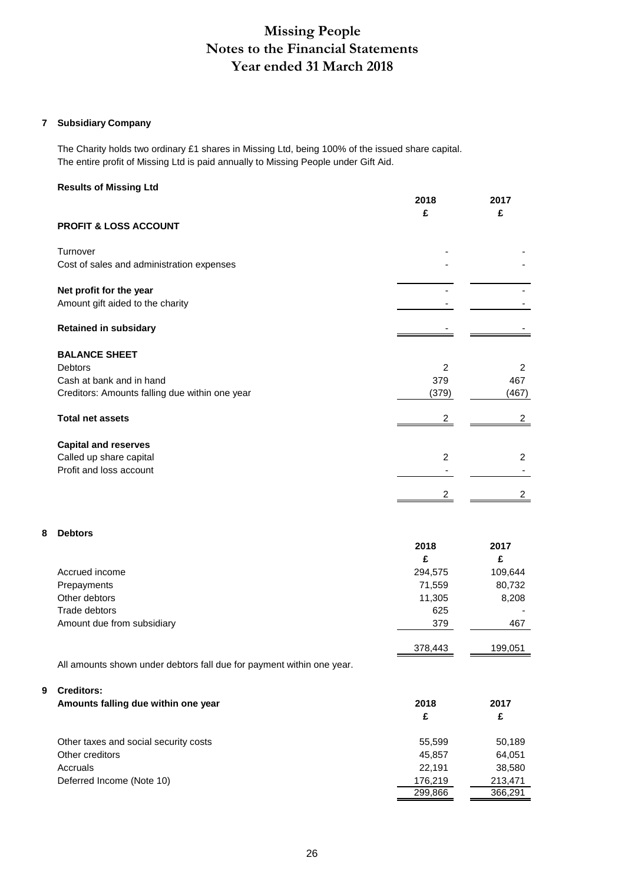# Missing People
## Notes to the Financial Statements
## Year ended 31 March 2018

### 7 Subsidiary Company

The Charity holds two ordinary £1 shares in Missing Ltd, being 100% of the issued share capital.
The entire profit of Missing Ltd is paid annually to Missing People under Gift Aid.

**Results of Missing Ltd**

| | 2018 | 2017 |
|---|---|---|
| | £ | £ |
| **PROFIT & LOSS ACCOUNT** | | |
| Turnover | - | - |
| Cost of sales and administration expenses | - | - |
| **Net profit for the year** | - | - |
| Amount gift aided to the charity | - | - |
| **Retained in subsidary** | - | - |
| **BALANCE SHEET** | | |
| Debtors | 2 | 2 |
| Cash at bank and in hand | 379 | 467 |
| Creditors: Amounts falling due within one year | (379) | (467) |
| **Total net assets** | 2 | 2 |
| **Capital and reserves** | | |
| Called up share capital | 2 | 2 |
| Profit and loss account | - | - |
| | 2 | 2 |

### 8 Debtors

| | 2018 | 2017 |
|---|---|---|
| | £ | £ |
| Accrued income | 294,575 | 109,644 |
| Prepayments | 71,559 | 80,732 |
| Other debtors | 11,305 | 8,208 |
| Trade debtors | 625 | - |
| Amount due from subsidiary | 379 | 467 |
| | 378,443 | 199,051 |

All amounts shown under debtors fall due for payment within one year.

### 9 Creditors:

**Amounts falling due within one year**

| | 2018 | 2017 |
|---|---|---|
| | £ | £ |
| Other taxes and social security costs | 55,599 | 50,189 |
| Other creditors | 45,857 | 64,051 |
| Accruals | 22,191 | 38,580 |
| Deferred Income (Note 10) | 176,219 | 213,471 |
| | 299,866 | 366,291 |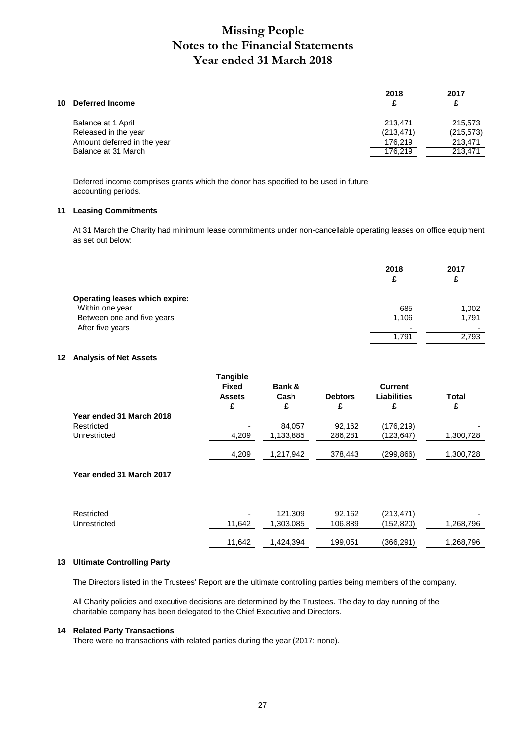# Missing People
# Notes to the Financial Statements
# Year ended 31 March 2018

## 10 Deferred Income

| | 2018 £ | 2017 £ |
|---|---|---|
| Balance at 1 April | 213,471 | 215,573 |
| Released in the year | (213,471) | (215,573) |
| Amount deferred in the year | 176,219 | 213,471 |
| Balance at 31 March | 176,219 | 213,471 |

Deferred income comprises grants which the donor has specified to be used in future accounting periods.

## 11 Leasing Commitments

At 31 March the Charity had minimum lease commitments under non-cancellable operating leases on office equipment as set out below:

| | 2018 £ | 2017 £ |
|---|---|---|
| **Operating leases which expire:** | | |
| Within one year | 685 | 1,002 |
| Between one and five years | 1,106 | 1,791 |
| After five years | - | - |
| | 1,791 | 2,793 |

## 12 Analysis of Net Assets

| | Tangible Fixed Assets £ | Bank & Cash £ | Debtors £ | Current Liabilities £ | Total £ |
|---|---|---|---|---|---|
| **Year ended 31 March 2018** | | | | | |
| Restricted | - | 84,057 | 92,162 | (176,219) | - |
| Unrestricted | 4,209 | 1,133,885 | 286,281 | (123,647) | 1,300,728 |
| | 4,209 | 1,217,942 | 378,443 | (299,866) | 1,300,728 |
| **Year ended 31 March 2017** | | | | | |
| Restricted | - | 121,309 | 92,162 | (213,471) | - |
| Unrestricted | 11,642 | 1,303,085 | 106,889 | (152,820) | 1,268,796 |
| | 11,642 | 1,424,394 | 199,051 | (366,291) | 1,268,796 |

## 13 Ultimate Controlling Party

The Directors listed in the Trustees' Report are the ultimate controlling parties being members of the company.

All Charity policies and executive decisions are determined by the Trustees. The day to day running of the charitable company has been delegated to the Chief Executive and Directors.

## 14 Related Party Transactions

There were no transactions with related parties during the year (2017: none).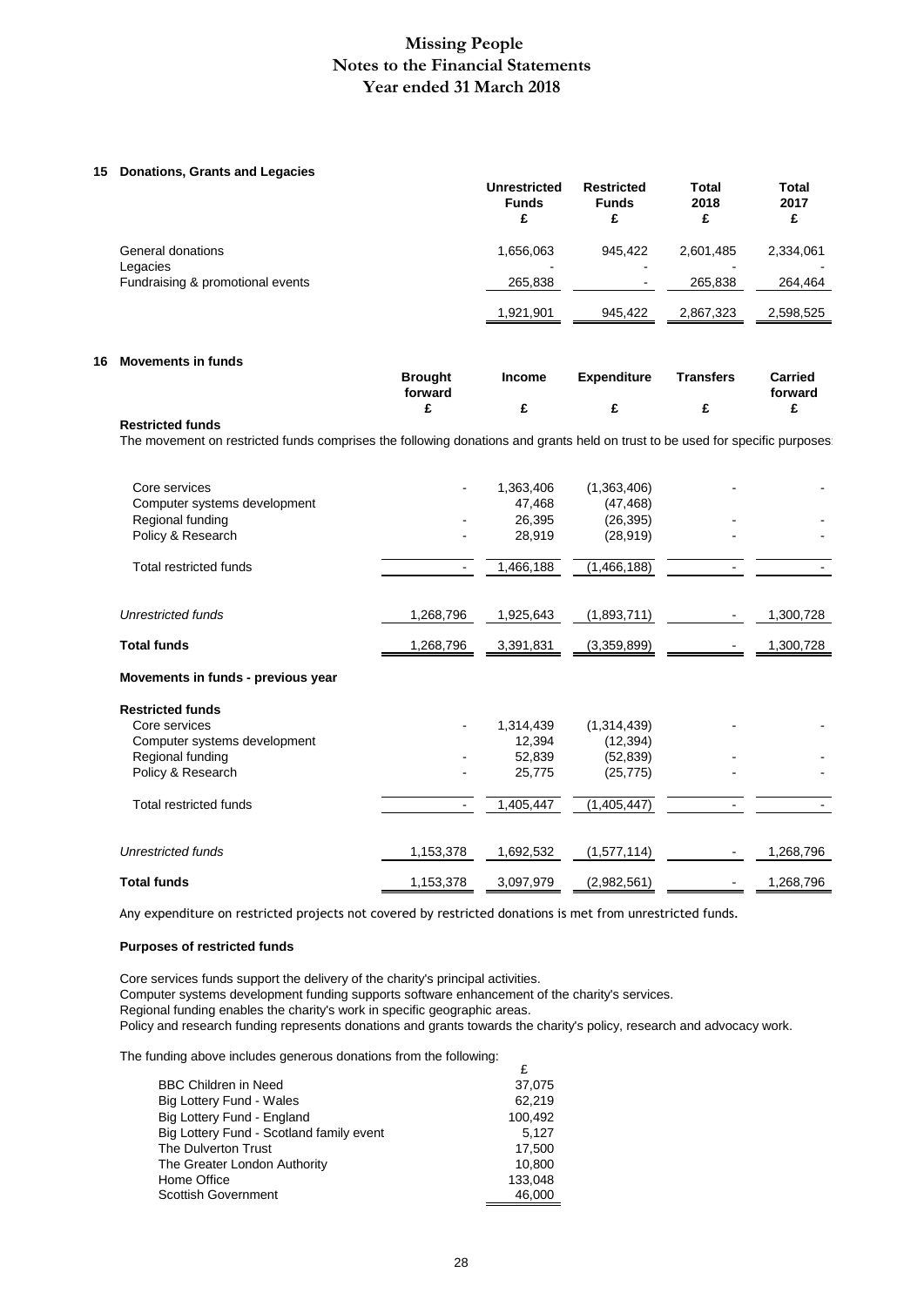# Missing People
# Notes to the Financial Statements
# Year ended 31 March 2018

## 15 Donations, Grants and Legacies

| | Unrestricted Funds £ | Restricted Funds £ | Total 2018 £ | Total 2017 £ |
|---|---|---|---|---|
| General donations | 1,656,063 | 945,422 | 2,601,485 | 2,334,061 |
| Legacies | - | - | - | - |
| Fundraising & promotional events | 265,838 | - | 265,838 | 264,464 |
| | 1,921,901 | 945,422 | 2,867,323 | 2,598,525 |

## 16 Movements in funds

| | Brought forward £ | Income £ | Expenditure £ | Transfers £ | Carried forward £ |
|---|---|---|---|---|---|
| **Restricted funds** | | | | | |
| Core services | - | 1,363,406 | (1,363,406) | - | - |
| Computer systems development | | 47,468 | (47,468) | | |
| Regional funding | - | 26,395 | (26,395) | - | - |
| Policy & Research | - | 28,919 | (28,919) | - | - |
| Total restricted funds | - | 1,466,188 | (1,466,188) | - | - |
| *Unrestricted funds* | 1,268,796 | 1,925,643 | (1,893,711) | - | 1,300,728 |
| **Total funds** | 1,268,796 | 3,391,831 | (3,359,899) | - | 1,300,728 |

The movement on restricted funds comprises the following donations and grants held on trust to be used for specific purposes:

**Movements in funds - previous year**

| | Brought forward £ | Income £ | Expenditure £ | Transfers £ | Carried forward £ |
|---|---|---|---|---|---|
| **Restricted funds** | | | | | |
| Core services | - | 1,314,439 | (1,314,439) | - | - |
| Computer systems development | | 12,394 | (12,394) | | |
| Regional funding | - | 52,839 | (52,839) | - | - |
| Policy & Research | - | 25,775 | (25,775) | - | - |
| Total restricted funds | - | 1,405,447 | (1,405,447) | - | - |
| *Unrestricted funds* | 1,153,378 | 1,692,532 | (1,577,114) | - | 1,268,796 |
| **Total funds** | 1,153,378 | 3,097,979 | (2,982,561) | - | 1,268,796 |

Any expenditure on restricted projects not covered by restricted donations is met from unrestricted funds.

**Purposes of restricted funds**

Core services funds support the delivery of the charity's principal activities.
Computer systems development funding supports software enhancement of the charity's services.
Regional funding enables the charity's work in specific geographic areas.
Policy and research funding represents donations and grants towards the charity's policy, research and advocacy work.

The funding above includes generous donations from the following:

| | £ |
|---|---|
| BBC Children in Need | 37,075 |
| Big Lottery Fund - Wales | 62,219 |
| Big Lottery Fund - England | 100,492 |
| Big Lottery Fund - Scotland family event | 5,127 |
| The Dulverton Trust | 17,500 |
| The Greater London Authority | 10,800 |
| Home Office | 133,048 |
| Scottish Government | 46,000 |